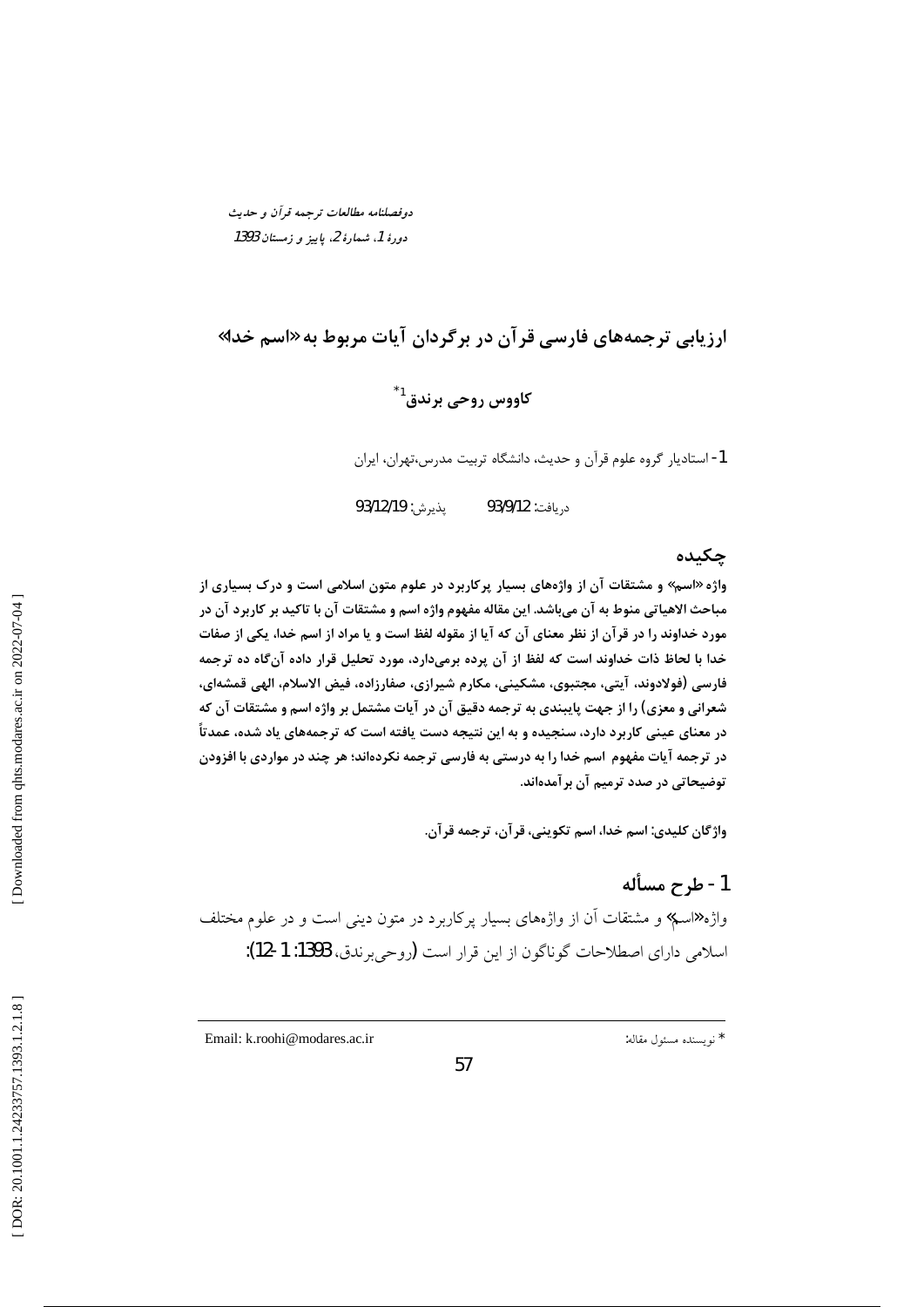دوفصلنامه مطالعات ترجمه قرآن و حدیث
دورهٔ 1، شمارهٔ 2، پاییز و زمستان 1393

# ارزیابی ترجمه‌های فارسی قرآن در برگردان آیات مربوط به «اسم خدا»

**کاووس روحی برندق[1]***

1- استادیار گروه علوم قرآن و حدیث، دانشگاه تربیت مدرس،تهران، ایران

دریافت: 93/9/12　　پذیرش: 93/12/19

## چکیده

**واژه «اسم» و مشتقات آن از واژه‌های بسیار پرکاربرد در علوم متون اسلامی است و درک بسیاری از مباحث الاهیاتی منوط به آن می‌باشد. این مقاله مفهوم واژه اسم و مشتقات آن با تاکید بر کاربرد آن در مورد خداوند را در قرآن از نظر معنای آن که آیا از مقوله لفظ است و یا مراد از اسم خدا، یکی از صفات خدا با لحاظ ذات خداوند است که لفظ از آن پرده برمی‌دارد، مورد تحلیل قرار داده آن‌گاه ده ترجمه فارسی (فولادوند، آیتی، مجتبوی، مشکینی، مکارم شیرازی، صفارزاده، فیض الاسلام، الهی قمشه‌ای، شعرانی و معزی) را از جهت پایبندی به ترجمه دقیق آن در آیات مشتمل بر واژه اسم و مشتقات آن که در معنای عینی کاربرد دارد، سنجیده و به این نتیجه دست یافته است که ترجمه‌های یاد شده، عمدتاً در ترجمه آیات مفهوم اسم خدا را به درستی به فارسی ترجمه نکرده‌اند؛ هر چند در مواردی با افزودن توضیحاتی در صدد ترمیم آن برآمده‌اند.**

**واژگان کلیدی: اسم خدا، اسم تکوینی، قرآن، ترجمه قرآن.**

## 1- طرح مسأله

واژه«اسم» و مشتقات آن از واژه‌های بسیار پرکاربرد در متون دینی است و در علوم مختلف اسلامی دارای اصطلاحات گوناگون از این قرار است (روحی‌برندق، 1393: 1-12):

---

* نویسنده مسئول مقاله:　　Email: k.roohi@modares.ac.ir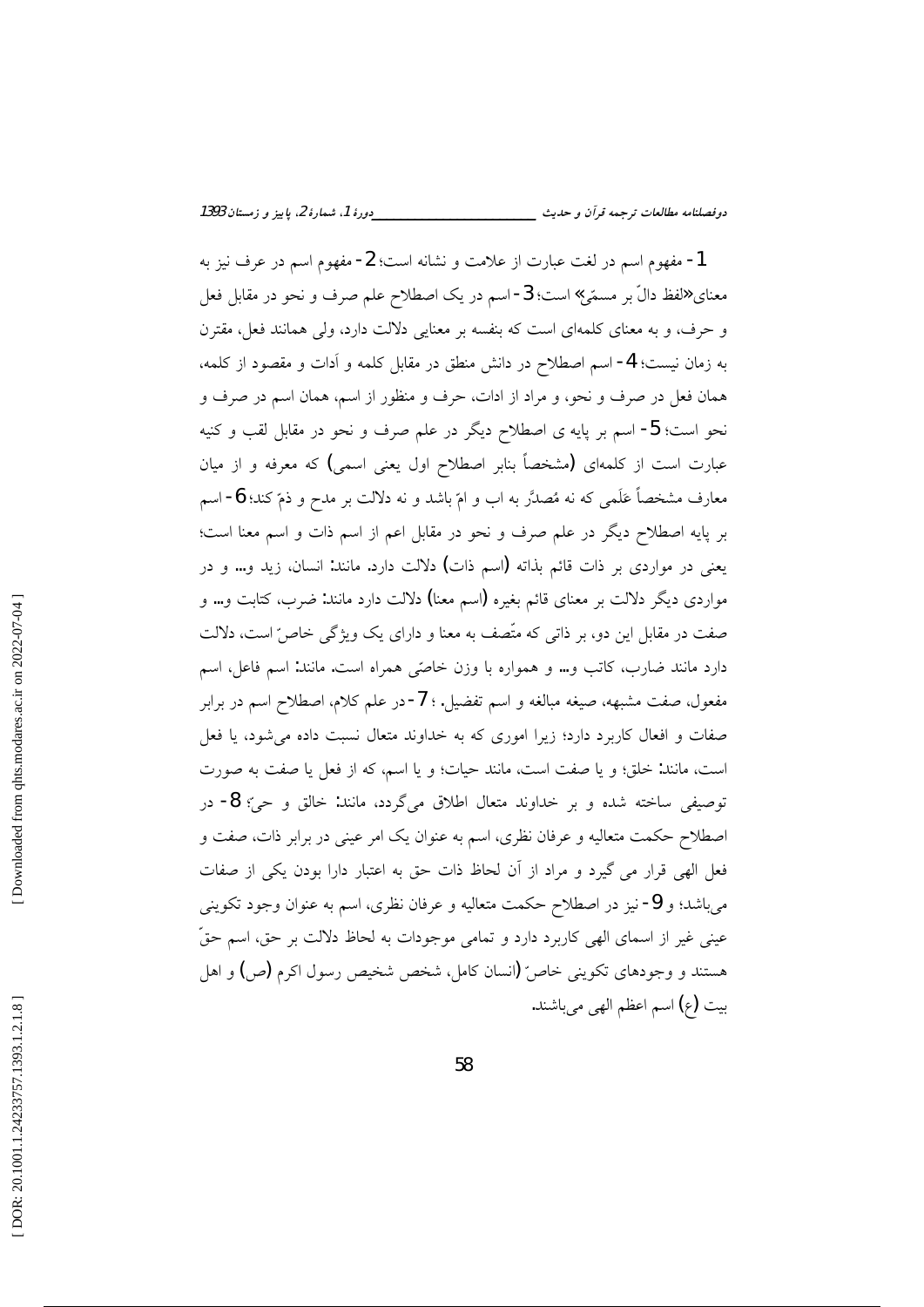1- مفهوم اسم در لغت عبارت از علامت و نشانه است؛ 2- مفهوم اسم در عرف نیز به معنای «لفظ دالّ بر مسمّی» است؛ 3- اسم در یک اصطلاح علم صرف و نحو در مقابل فعل و حرف، و به معنای کلمه‌ای است که بنفسه بر معنایی دلالت دارد، ولی همانند فعل، مقترن به زمان نیست؛ 4- اسم اصطلاح در دانش منطق در مقابل کلمه و أدات و مقصود از کلمه، همان فعل در صرف و نحو، و مراد از ادات، حرف و منظور از اسم، همان اسم در صرف و نحو است؛ 5- اسم بر پایه ی اصطلاح دیگر در علم صرف و نحو در مقابل لقب و کنیه عبارت است از کلمه‌ای (مشخصاً بنابر اصطلاح اول یعنی اسمی) که معرفه و از میان معارف مشخصاً عَلَمی که نه مُصدَّر به اب و امّ باشد و نه دلالت بر مدح و ذمّ کند؛ 6- اسم بر پایه اصطلاح دیگر در علم صرف و نحو در مقابل اعم از اسم ذات و اسم معنا است؛ یعنی در مواردی بر ذات قائم بذاته (اسم ذات) دلالت دارد. مانند: انسان، زید و... و در مواردی دیگر دلالت بر معنای قائم بغیره (اسم معنا) دلالت دارد مانند: ضرب، کتابت و... و صفت در مقابل این دو، بر ذاتی که متّصف به معنا و دارای یک ویژگی خاصّ است، دلالت دارد مانند ضارب، کاتب و... و همواره با وزن خاصّی همراه است. مانند: اسم فاعل، اسم مفعول، صفت مشبهه، صیغه مبالغه و اسم تفضیل. ؛ 7- در علم کلام، اصطلاح اسم در برابر صفات و افعال کاربرد دارد؛ زیرا اموری که به خداوند متعال نسبت داده می‌شود، یا فعل است، مانند: خلق؛ و یا صفت است، مانند حیات؛ و یا اسم، که از فعل یا صفت به صورت توصیفی ساخته شده و بر خداوند متعال اطلاق می‌گردد، مانند: خالق و حیّ؛ 8- در اصطلاح حکمت متعالیه و عرفان نظری، اسم به عنوان یک امر عینی در برابر ذات، صفت و فعل الهی قرار می گیرد و مراد از آن لحاظ ذات حق به اعتبار دارا بودن یکی از صفات می‌باشد؛ و 9- نیز در اصطلاح حکمت متعالیه و عرفان نظری، اسم به عنوان وجود تکوینی عینی غیر از اسمای الهی کاربرد دارد و تمامی موجودات به لحاظ دلالت بر حق، اسم حقّ هستند و وجودهای تکوینی خاصّ (انسان کامل، شخص شخیص رسول اکرم (ص) و اهل بیت (ع) اسم اعظم الهی می‌باشند.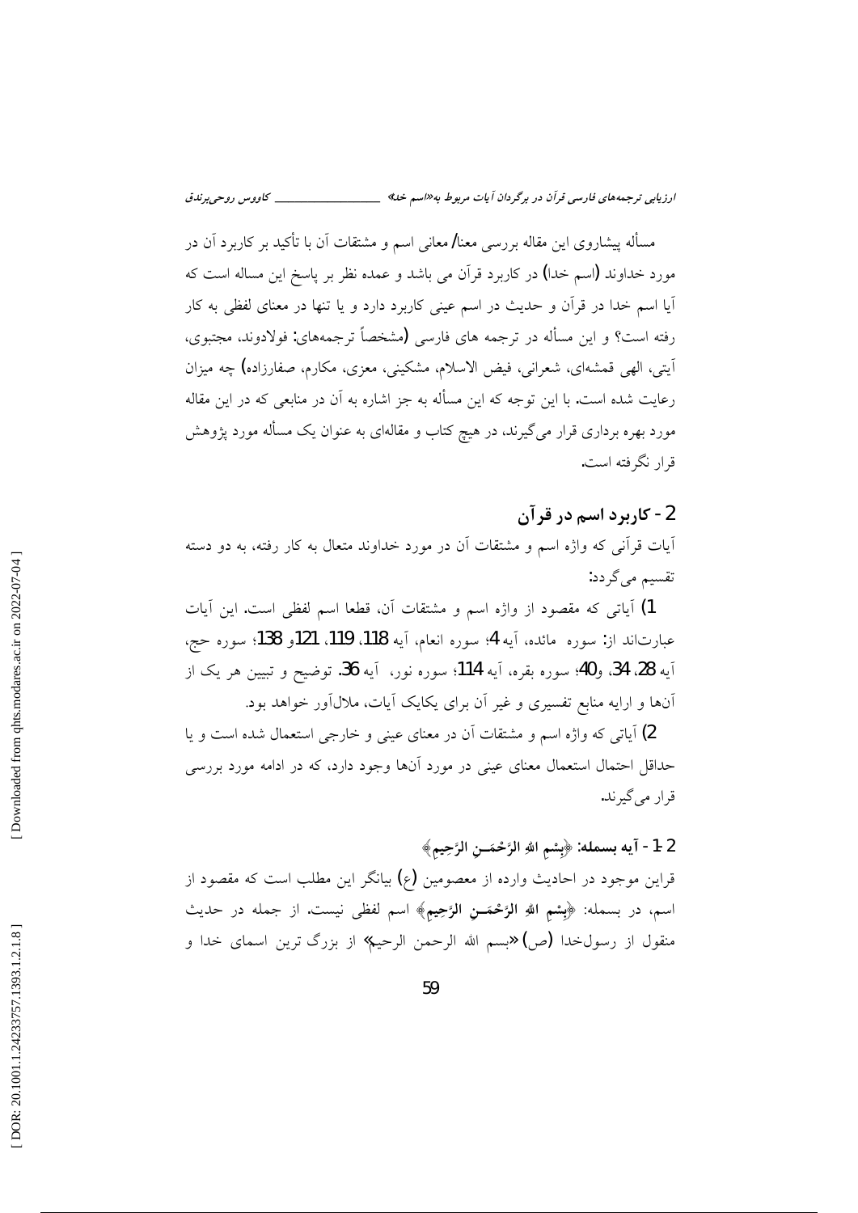مسأله پیشاروی این مقاله بررسی معنا/ معانی اسم و مشتقات آن با تأکید بر کاربرد آن در مورد خداوند (اسم خدا) در کاربرد قرآن می باشد و عمده نظر بر پاسخ این مساله است که آیا اسم خدا در قرآن و حدیث در اسم عینی کاربرد دارد و یا تنها در معنای لفظی به کار رفته است؟ و این مسأله در ترجمه های فارسی (مشخصاً ترجمه‌های: فولادوند، مجتبوی، آیتی، الهی قمشه‌ای، شعرانی، فیض الاسلام، مشکینی، معزی، مکارم، صفارزاده) چه میزان رعایت شده است. با این توجه که این مسأله به جز اشاره به آن در منابعی که در این مقاله مورد بهره برداری قرار می‌گیرند، در هیچ کتاب و مقاله‌ای به عنوان یک مسأله مورد پژوهش قرار نگرفته است.

## 2 - کاربرد اسم در قرآن

آیات قرآنی که واژه اسم و مشتقات آن در مورد خداوند متعال به کار رفته، به دو دسته تقسیم می‌گردد:

1) آیاتی که مقصود از واژه اسم و مشتقات آن، قطعا اسم لفظی است. این آیات عبارت‌اند از: سوره مائده، آیه 4؛ سوره انعام، آیه 118، 119، 121و 138؛ سوره حج، آیه 28، 34، و40؛ سوره بقره، آیه 114؛ سوره نور، آیه 36. توضیح و تبیین هر یک از آن‌ها و ارایه منابع تفسیری و غیر آن برای یکایک آیات، ملال‌آور خواهد بود.

2) آیاتی که واژه اسم و مشتقات آن در معنای عینی و خارجی استعمال شده است و یا حداقل احتمال استعمال معنای عینی در مورد آن‌ها وجود دارد، که در ادامه مورد بررسی قرار می‌گیرند.

### 2-1 - آیه بسمله: ﴿بِسْمِ اللهِ الرَّحْمَـنِ الرَّحِيمِ﴾

قراین موجود در احادیث وارده از معصومین (ع) بیانگر این مطلب است که مقصود از اسم، در بسمله: ﴿بِسْمِ اللهِ الرَّحْمَـنِ الرَّحِيمِ﴾ اسم لفظی نیست. از جمله در حدیث منقول از رسول‌خدا (ص) «بسم الله الرحمن الرحیم» از بزرگ ترین اسمای خدا و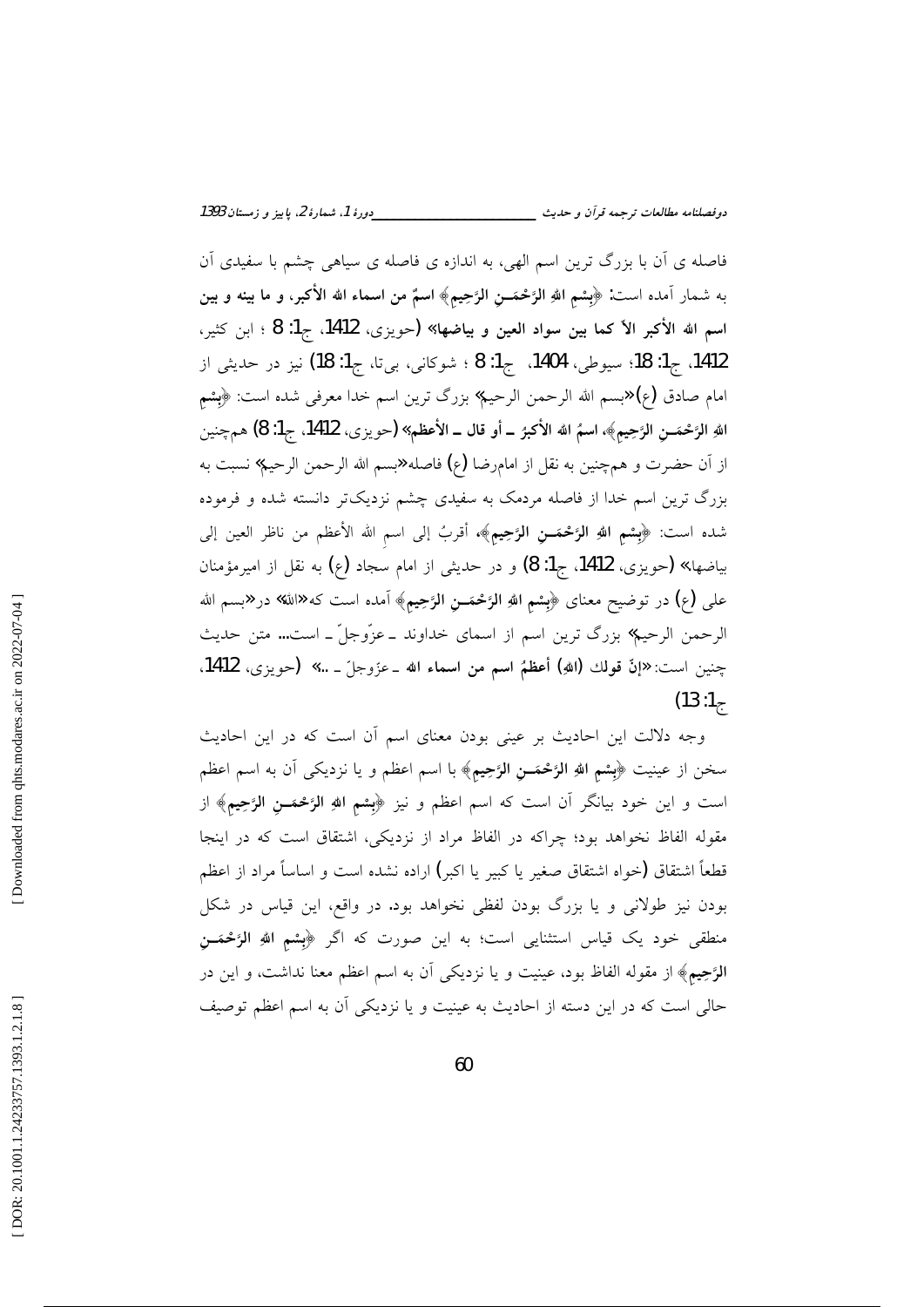فاصله ی آن با بزرگ ترین اسم الهی، به اندازه ی فاصله ی سیاهی چشم با سفیدی آن به شمار آمده است: **﴿بِسْمِ اللهِ الرَّحْمَـنِ الرَّحِيمِ﴾ اسمٌ من اسماء الله الأكبر، و ما بينه و بين اسم الله الأكبر الاّ كما بين سواد العين و بياضها»** (حویزی، 1412، ج1: 8 ؛ ابن کثیر، 1412، ج1: 18؛ سیوطی، 1404، ج1: 8 ؛ شوکانی، بی‌تا، ج1: 18) نیز در حدیثی از امام صادق (ع)«بسم الله الرحمن الرحیم» بزرگ ترین اسم خدا معرفی شده است: **﴿بِسْمِ اللهِ الرَّحْمَـنِ الرَّحِيمِ﴾، اسمُ الله الأكبرُ ـ أو قال ـ الأعظم»** (حویزی، 1412، ج1: 8) هم‌چنین از آن حضرت و هم‌چنین به نقل از امام‌رضا (ع) فاصله«بسم الله الرحمن الرحیم» نسبت به بزرگ ترین اسم خدا از فاصله مردمک به سفیدی چشم نزدیک‌تر دانسته شده و فرموده شده است: **﴿بِسْمِ اللهِ الرَّحْمَـنِ الرَّحِيمِ﴾**، أقربُ إلى اسمِ الله الأعظم من ناظر العين إلى بياضها» (حویزی، 1412، ج1: 8) و در حدیثی از امام سجاد (ع) به نقل از امیرمؤمنان علی (ع) در توضیح معنای **﴿بِسْمِ اللهِ الرَّحْمَـنِ الرَّحِيمِ﴾** آمده است که«الله» در«بسم الله الرحمن الرحیم» بزرگ ترین اسم از اسمای خداوند ـ عزّوجلّ ـ است... متن حدیث چنین است: **«إنّ قولك (اللهِ) أعظمُ اسم من اسماء الله** ـ عزّوجلّ ـ ..» (حویزی، 1412، ج1: 13)

وجه دلالت این احادیث بر عینی بودن معنای اسم آن است که در این احادیث سخن از عینیت **﴿بِسْمِ اللهِ الرَّحْمَـنِ الرَّحِيمِ﴾** با اسم اعظم و یا نزدیکی آن به اسم اعظم است و این خود بیانگر آن است که اسم اعظم و نیز **﴿بِسْمِ اللهِ الرَّحْمَـنِ الرَّحِيمِ﴾** از مقوله الفاظ نخواهد بود؛ چراکه در الفاظ مراد از نزدیکی، اشتقاق است که در اینجا قطعاً اشتقاق (خواه اشتقاق صغیر یا کبیر یا اکبر) اراده نشده است و اساساً مراد از اعظم بودن نیز طولانی و یا بزرگ بودن لفظی نخواهد بود. در واقع، این قیاس در شکل منطقی خود یک قیاس استثنایی است؛ به این صورت که اگر **﴿بِسْمِ اللهِ الرَّحْمَـنِ الرَّحِيمِ﴾** از مقوله الفاظ بود، عینیت و یا نزدیکی آن به اسم اعظم معنا نداشت، و این در حالی است که در این دسته از احادیث به عینیت و یا نزدیکی آن به اسم اعظم توصیف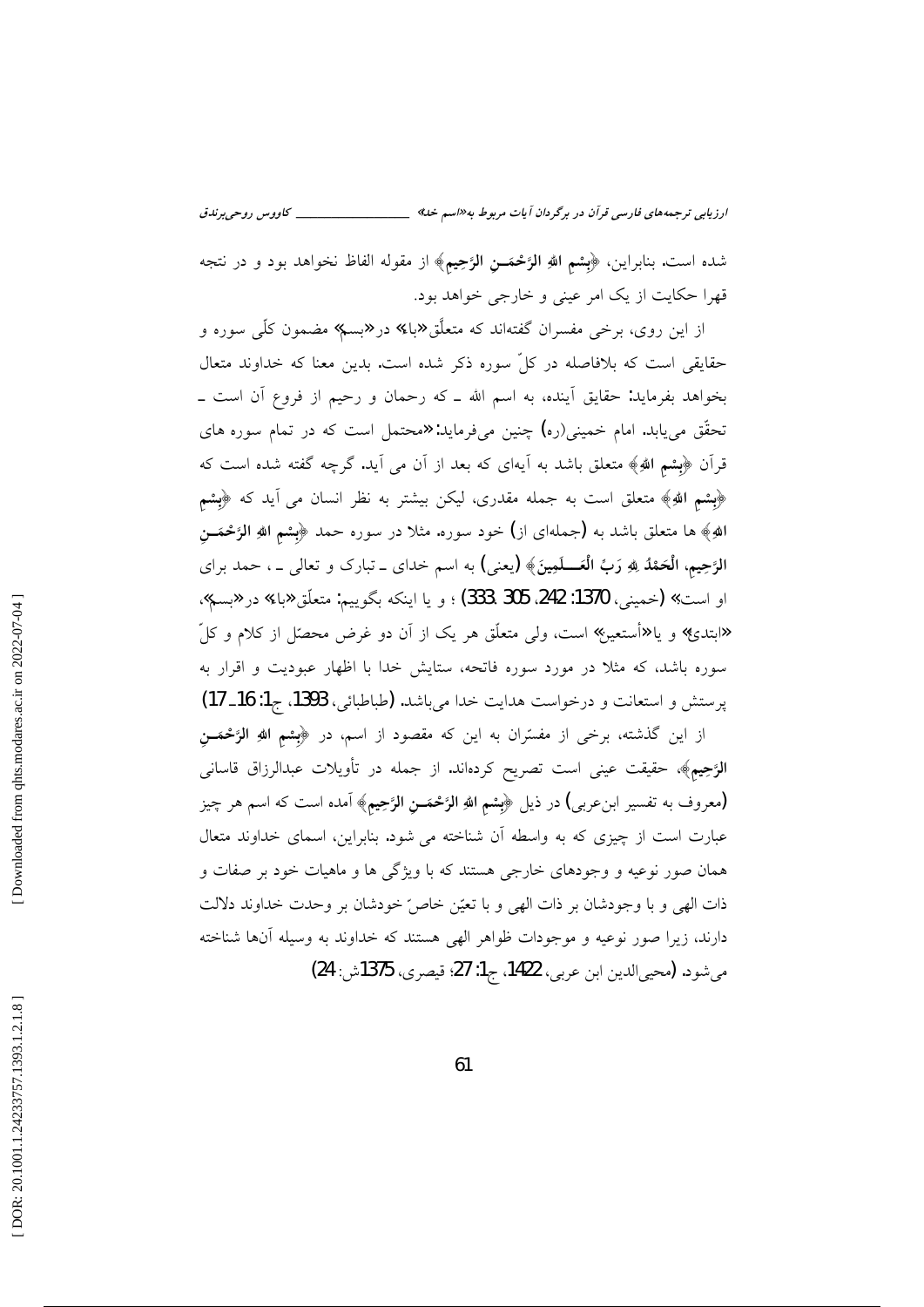شده است. بنابراین، ﴿بِسْمِ اللهِ الرَّحْمَنِ الرَّحِيمِ﴾ از مقوله الفاظ نخواهد بود و در نتجه قهرا حکایت از یک امر عینی و خارجی خواهد بود.

از این روی، برخی مفسران گفته‌اند که متعلّق «با» در «بسم» مضمون کلّی سوره و حقایقی است که بلافاصله در کلّ سوره ذکر شده است. بدین معنا که خداوند متعال بخواهد بفرماید: حقایق آینده، به اسم الله ـ که رحمان و رحیم از فروع آن است ـ تحقّق می‌یابد. امام خمینی(ره) چنین می‌فرماید: «محتمل است که در تمام سوره های قرآن ﴿بِسْمِ اللهِ﴾ متعلق باشد به آیه‌ای که بعد از آن می آید. گرچه گفته شده است که ﴿بِسْمِ اللهِ﴾ متعلق است به جمله مقدری، لیکن بیشتر به نظر انسان می آید که ﴿بِسْمِ اللهِ﴾ ها متعلق باشد به (جمله‌ای از) خود سوره. مثلا در سوره حمد ﴿بِسْمِ اللهِ الرَّحْمَنِ الرَّحِيمِ، الْحَمْدُ لِلَّهِ رَبِّ الْعَالَمِينَ﴾ (یعنی) به اسم خدای ـ تبارک و تعالی ـ، حمد برای او است» (خمینی، 1370: 242، 305، 333) ؛ و یا اینکه بگوییم: متعلّق «با» در «بسم»، «ابتدی» و یا «أستعین» است، ولی متعلّق هر یک از آن دو غرض محصّل از کلام و کلّ سوره باشد، که مثلا در مورد سوره فاتحه، ستایش خدا با اظهار عبودیت و اقرار به پرستش و استعانت و درخواست هدایت خدا می‌باشد. (طباطبائی، 1393، ج1: 16ـ17)

از این گذشته، برخی از مفسّران به این که مقصود از اسم، در ﴿بِسْمِ اللهِ الرَّحْمَنِ الرَّحِيمِ﴾، حقیقت عینی است تصریح کرده‌اند. از جمله در تأویلات عبدالرزاق قاسانی (معروف به تفسیر ابن‌عربی) در ذیل ﴿بِسْمِ اللهِ الرَّحْمَنِ الرَّحِيمِ﴾ آمده است که اسم هر چیز عبارت است از چیزی که به واسطه آن شناخته می شود. بنابراین، اسمای خداوند متعال همان صور نوعیه و وجودهای خارجی هستند که با ویژگی ها و ماهیات خود بر صفات و ذات الهی و با وجودشان بر ذات الهی و با تعیّن خاصّ خودشان بر وحدت خداوند دلالت دارند، زیرا صور نوعیه و موجودات ظواهر الهی هستند که خداوند به وسیله آنها شناخته می‌شود. (محیی‌الدین ابن عربی، 1422، ج1: 27؛ قیصری، 1375ش: 24)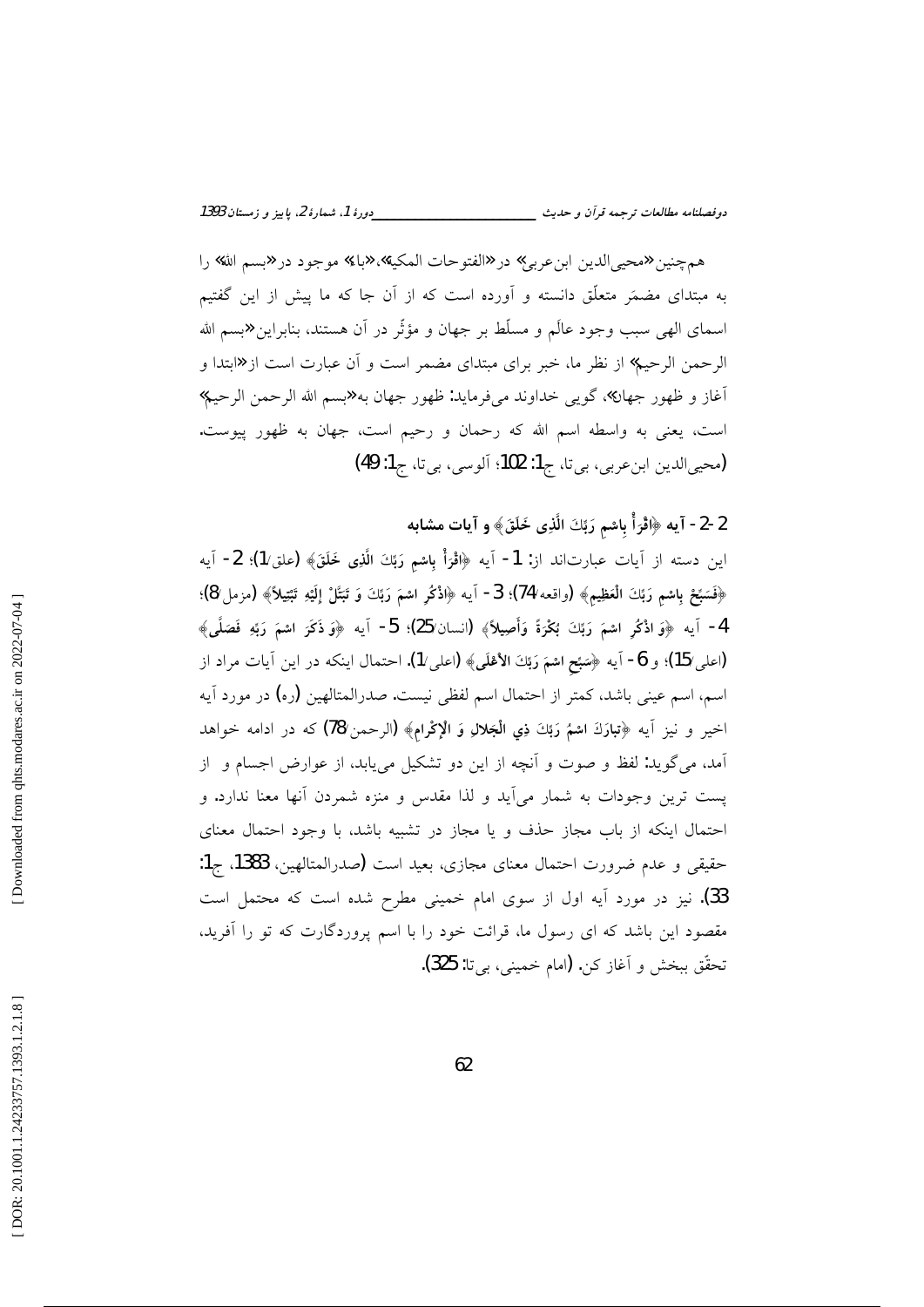همچنین «محیی‌الدین ابن‌عربی» در «الفتوحات المکیة»، «باء» موجود در «بسم الله» را به مبتدای مضمَر متعلّق دانسته و آورده است که از آن جا که ما پیش از این گفتیم اسمای الهی سبب وجود عالَم و مسلّط بر جهان و مؤثّر در آن هستند، بنابراین «بسم الله الرحمن الرحیم» از نظر ما، خبر برای مبتدای مضمر است و آن عبارت است از «ابتدا و آغاز و ظهور جهان»، گویی خداوند می‌فرماید: ظهور جهان به «بسم الله الرحمن الرحیم» است، یعنی به واسطه اسم الله که رحمان و رحیم است، جهان به ظهور پیوست. (محیی‌الدین ابن‌عربی، بی‌تا، ج1: 102؛ آلوسی، بی‌تا، ج1: 49)

## 2-2- آیه ﴿اقْرَأْ بِاسْمِ رَبِّكَ الَّذِی خَلَقَ﴾ و آیات مشابه

این دسته از آیات عبارت‌اند از: 1- آیه ﴿اقْرَأْ بِاسْمِ رَبِّكَ الَّذِی خَلَقَ﴾ (علق/1)؛ 2- آیه ﴿فَسَبِّحْ بِاسْمِ رَبِّكَ الْعَظِیمِ﴾ (واقعه/74)؛ 3- آیه ﴿اذْكُرِ اسْمَ رَبِّكَ وَ تَبَتَّلْ إِلَیْهِ تَبْتِیلاً﴾ (مزمل/8)؛ 4- آیه ﴿وَ اذْكُرِ اسْمَ رَبِّكَ بُكْرَةً وَأَصِیلاً﴾ (انسان/25)؛ 5- آیه ﴿وَ ذَكَرَ اسْمَ رَبِّهِ فَصَلَّى﴾ (اعلی/15)؛ و 6- آیه ﴿سَبِّحِ اسْمَ رَبِّكَ الأَعْلَى﴾ (اعلی/1). احتمال اینکه در این آیات مراد از اسم، اسم عینی باشد، کمتر از احتمال اسم لفظی نیست. صدرالمتالهین (ره) در مورد آیه اخیر و نیز آیه ﴿تبارَكَ اسْمُ رَبِّكَ ذِی الْجَلالِ وَ الإِكْرامِ﴾ (الرحمن/78) که در ادامه خواهد آمد، می‌گوید: لفظ و صوت و آنچه از این دو تشکیل می‌یابد، از عوارض اجسام و از پست ترین وجودات به شمار می‌آید و لذا مقدس و منزه شمردن آنها معنا ندارد. و احتمال اینکه از باب مجاز حذف و یا مجاز در تشبیه باشد، با وجود احتمال معنای حقیقی و عدم ضرورت احتمال معنای مجازی، بعید است (صدرالمتالهین، 1383، ج1: 33). نیز در مورد آیه اول از سوی امام خمینی مطرح شده است که محتمل است مقصود این باشد که ای رسول ما، قرائت خود را با اسم پروردگارت که تو را آفرید، تحقّق ببخش و آغاز کن. (امام خمینی، بی‌تا: 325).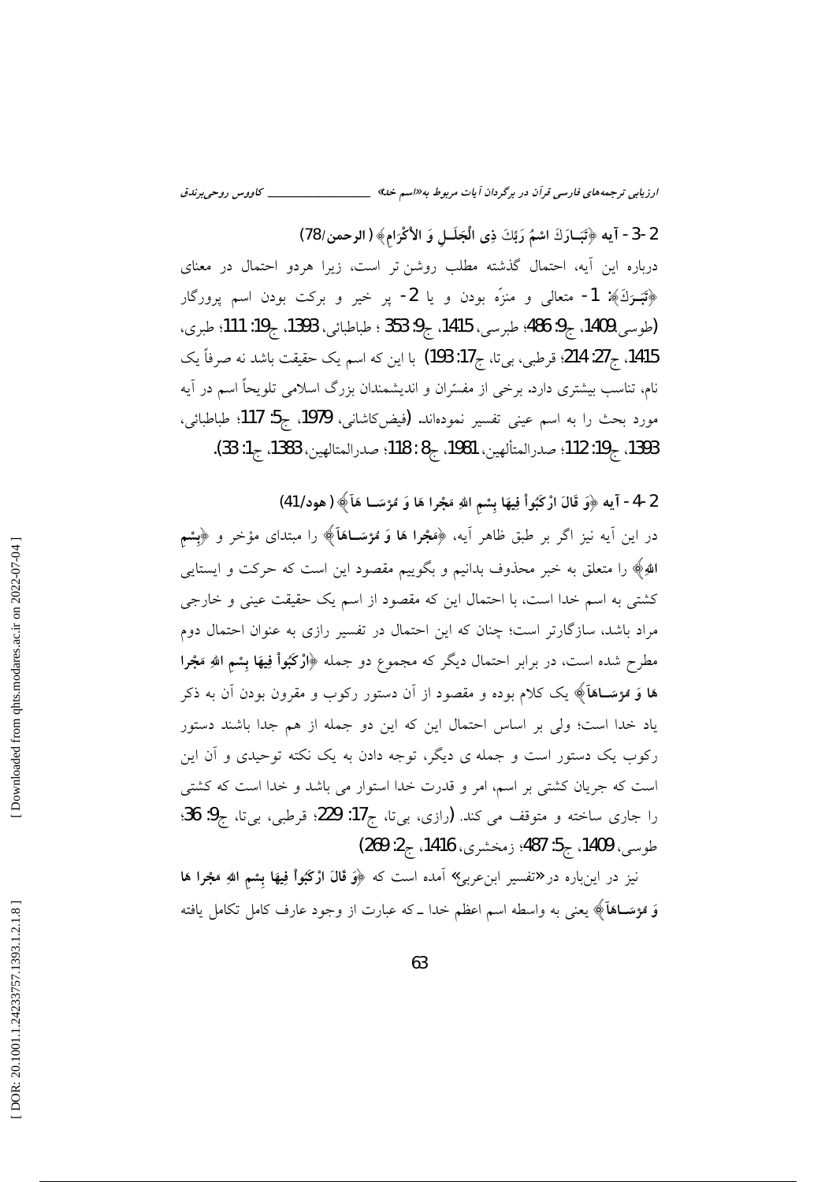### 2-3 - آیه ﴿تَبَـارَکَ اسْمُ رَبِّکَ ذِی الْجَلَـلِ وَ الْأَکْرَامِ﴾ (الرحمن/78)

درباره این آیه، احتمال گذشته مطلب روشن‌تر است، زیرا هردو احتمال در معنای ﴿تَبَـرَکَ﴾: 1- متعالی و منزّه بودن و یا 2- پر خیر و برکت بودن اسم پروردگار (طوسی،1409، ج9: 486؛ طبرسی، 1415، ج9: 353 ؛ طباطبائی، 1393، ج19: 111؛ طبری، 1415، ج27: 214؛ قرطبی، بی‌تا، ج17: 193) با این که اسم یک حقیقت باشد نه صرفاً یک نام، تناسب بیشتری دارد. برخی از مفسّران و اندیشمندان بزرگ اسلامی تلویحاً اسم در آیه مورد بحث را به اسم عینی تفسیر نموده‌اند. (فیض‌کاشانی، 1979، ج5: 117؛ طباطبائی، 1393، ج19: 112؛ صدرالمتألهین، 1981، ج8 : 118؛ صدرالمتالهین، 1383، ج1: 33).

### 2-4 - آیه ﴿وَ قَالَ ارْکَبُواْ فِیهَا بِسْمِ اللهِ مَجْرا هَا وَ مُرْسَـا هَآ﴾ (هود/41)

در این آیه نیز اگر بر طبق ظاهر آیه، ﴿مَجْرا هَا وَ مُرْسَـاهَآ﴾ را مبتدای مؤخر و ﴿بِسْمِ اللهِ﴾ را متعلق به خبر محذوف بدانیم و بگوییم مقصود این است که حرکت و ایستایی کشتی به اسم خدا است، با احتمال این که مقصود از اسم یک حقیقت عینی و خارجی مراد باشد، سازگارتر است؛ چنان که این احتمال در تفسیر رازی به عنوان احتمال دوم مطرح شده است، در برابر احتمال دیگر که مجموع دو جمله ﴿ارْکَبُواْ فِیهَا بِسْمِ اللهِ مَجْرا هَا وَ مُرْسَـاهَآ﴾ یک کلام بوده و مقصود از آن دستور رکوب و مقرون بودن آن به ذکر یاد خدا است؛ ولی بر اساس احتمال این که این دو جمله از هم جدا باشند دستور رکوب یک دستور است و جمله ی دیگر، توجه دادن به یک نکته توحیدی و آن این است که جریان کشتی بر اسم، امر و قدرت خدا استوار می باشد و خدا است که کشتی را جاری ساخته و متوقف می کند. (رازی، بی‌تا، ج17: 229؛ قرطبی، بی‌تا، ج9: 36؛ طوسی، 1409، ج5: 487؛ زمخشری، 1416، ج2: 269)

نیز در این‌باره در «تفسیر ابن‌عربی» آمده است که ﴿وَ قَالَ ارْکَبُواْ فِیهَا بِسْمِ اللهِ مَجْرا هَا وَ مُرْسَـاهَآ﴾ یعنی به واسطه اسم اعظم خدا ـ که عبارت از وجود عارف کامل تکامل یافته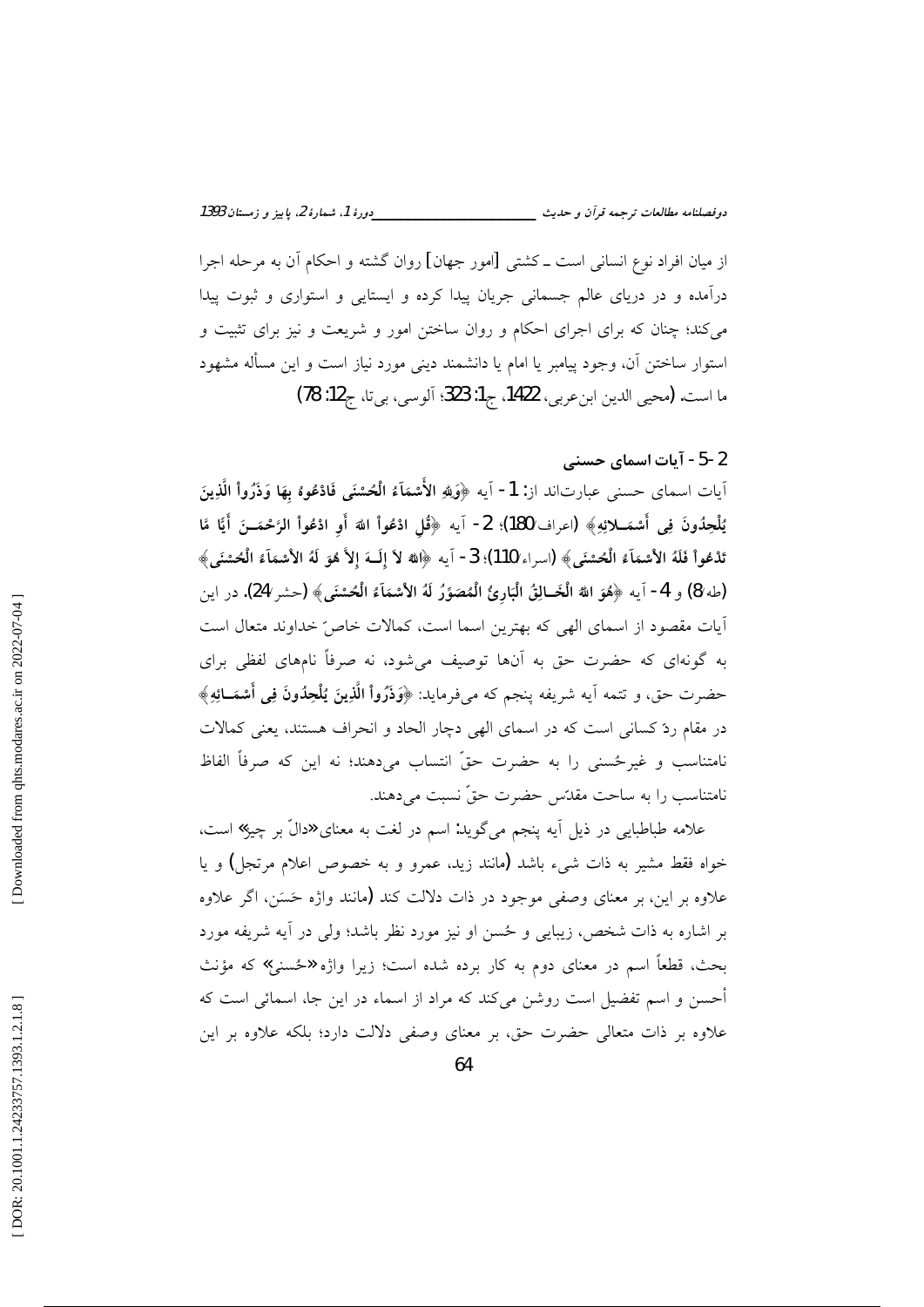از میان افراد نوع انسانی است ـ کشتی [امور جهان] روان گشته و احکام آن به مرحله اجرا درآمده و در دریای عالم جسمانی جریان پیدا کرده و ایستایی و استواری و ثبوت پیدا می‌کند؛ چنان که برای اجرای احکام و روان ساختن امور و شریعت و نیز برای تثبیت و استوار ساختن آن، وجود پیامبر یا امام یا دانشمند دینی مورد نیاز است و این مسأله مشهود ما است. (محیی الدین ابن‌عربی، 1422، ج1: 323؛ آلوسی، بی‌تا، ج12: 78)

## 2-5- آیات اسمای حسنی

آیات اسمای حسنی عبارت‌اند از: 1- آیه ﴿**وَلِلّهِ الأَسْمَاءُ الْحُسْنَى فَادْعُوهُ بِهَا وَذَرُواْ الَّذِينَ يُلْحِدُونَ فِي أَسْمَـآئِهِ**﴾ (اعراف/180)؛ 2- آیه ﴿**قُلِ ادْعُواْ اللّهَ أَوِ ادْعُواْ الرَّحْمَـنَ أَيًّا مَّا تَدْعُواْ فَلَهُ الأَسْمَاءُ الْحُسْنَى**﴾ (اسراء/110)؛ 3- آیه ﴿**اللهُ لاَ إِلَـهَ إِلاَّ هُوَ لَهُ الأَسْمَاءُ الْحُسْنَى**﴾ (طه/8) و 4- آیه ﴿**هُوَ اللهُ الْخَـالِقُ الْبَارِئُ الْمُصَوِّرُ لَهُ الأَسْمَاءُ الْحُسْنَى**﴾ (حشر/24). در این آیات مقصود از اسمای الهی که بهترین اسما است، کمالات خاصّ خداوند متعال است به گونه‌ای که حضرت حق به آن‌ها توصیف می‌شود، نه صرفاً نام‌های لفظی برای حضرت حق، و تتمه آیه شریفه پنجم که می‌فرماید: ﴿**وَذَرُواْ الَّذِينَ يُلْحِدُونَ فِي أَسْمَـآئِهِ**﴾ در مقام ردّ کسانی است که در اسمای الهی دچار الحاد و انحراف هستند، یعنی کمالات نامتناسب و غیرحُسنی را به حضرت حقّ انتساب می‌دهند؛ نه این که صرفاً الفاظ نامتناسب را به ساحت مقدّس حضرت حقّ نسبت می‌دهند.

علامه طباطبایی در ذیل آیه پنجم می‌گوید: اسم در لغت به معنای «دالّ بر چیز» است، خواه فقط مشیر به ذات شیء باشد (مانند زید، عمرو و به خصوص اعلام مرتجل) و یا علاوه بر این، بر معنای وصفی موجود در ذات دلالت کند (مانند واژه حَسَن، اگر علاوه بر اشاره به ذات شخص، زیبایی و حُسن او نیز مورد نظر باشد)؛ ولی در آیه شریفه مورد بحث، قطعاً اسم در معنای دوم به کار برده شده است؛ زیرا واژه «حُسنی» که مؤنث أحسن و اسم تفضیل است روشن می‌کند که مراد از اسماء در این جا، اسمائی است که علاوه بر ذات متعالی حضرت حق، بر معنای وصفی دلالت دارد؛ بلکه علاوه بر این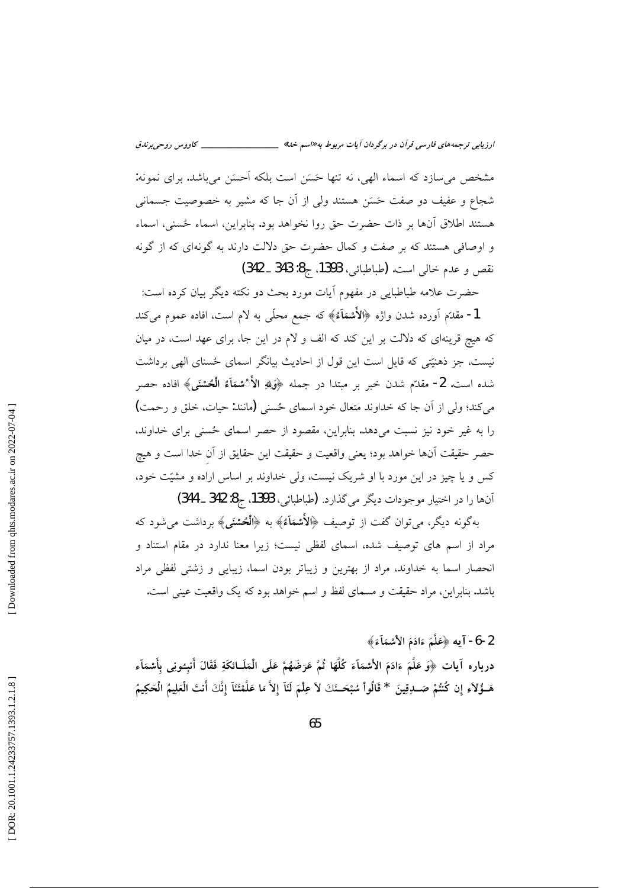مشخص می‌سازد که اسماء الهی، نه تنها حَسَن است بلکه اَحسَن می‌باشد. برای نمونه: شجاع و عفیف دو صفت حَسَن هستند ولی از آن جا که مشیر به خصوصیت جسمانی هستند اطلاق آن‌ها بر ذات حضرت حق روا نخواهد بود. بنابراین، اسماء حُسنی، اسماء و اوصافی هستند که بر صفت و کمال حضرت حق دلالت دارند به گونه‌ای که از گونه نقص و عدم خالی است. (طباطبائی، 1393، ج8: 343 ـ 342)

حضرت علامه طباطبایی در مفهوم آیات مورد بحث دو نکته دیگر بیان کرده است:

1- مقدّم آورده شدن واژه ﴿الأَسْمَآءُ﴾ که جمع محلّی به لام است، افاده عموم می‌کند که هیچ قرینه‌ای که دلالت بر این کند که الف و لام در این جا، برای عهد است، در میان نیست، جز ذهنیّتی که قایل است این قول از احادیث بیانگر اسمای حُسنای الهی برداشت شده است. 2- مقدّم شدن خبر بر مبتدا در جمله ﴿وَلِلهِ الأَسْمَآءُ الْحُسْنَى﴾ افاده حصر می‌کند؛ ولی از آن جا که خداوند متعال خود اسمای حُسنی (مانند: حیات، خلق و رحمت) را به غیر خود نیز نسبت می‌دهد. بنابراین، مقصود از حصر اسمای حُسنی برای خداوند، حصر حقیقت آن‌ها خواهد بود؛ یعنی واقعیت و حقیقت این حقایق از آنِ خدا است و هیچ کس و یا چیز در این مورد با او شریک نیست، ولی خداوند بر اساس اراده و مشیّت خود، آن‌ها را در اختیار موجودات دیگر می‌گذارد. (طباطبائی، 1393، ج8: 342 ـ 344)

به‌گونه دیگر، می‌توان گفت از توصیف ﴿الأَسْمَآءُ﴾ به ﴿الْحُسْنَى﴾ برداشت می‌شود که مراد از اسم های توصیف شده، اسمای لفظی نیست؛ زیرا معنا ندارد در مقام استناد و انحصار اسما به خداوند، مراد از بهترین و زیباتر بودن اسما، زیبایی و زشتی لفظی مراد باشد. بنابراین، مراد حقیقت و مسمای لفظ و اسم خواهد بود که یک واقعیت عینی است.

## 2-6 - آیه ﴿عَلَّمَ ءَادَمَ الأَسْمَآءَ﴾

**درباره آیات ﴿وَ عَلَّمَ ءَادَمَ الأَسْمَآءَ كُلَّهَا ثُمَّ عَرَضَهُمْ عَلَى الْمَلَـائكَةِ فَقَالَ أَنبِئُونِى بِأَسْمَآءِ هَـؤُلآءِ إِن كُنتُمْ صَـدِقِينَ * قَالُواْ سُبْحَـنَكَ لاَ عِلْمَ لَنَآ إِلاَّ مَا عَلَّمْتَنَآ إِنَّكَ أَنتَ الْعَلِيمُ الْحَكِيمُ**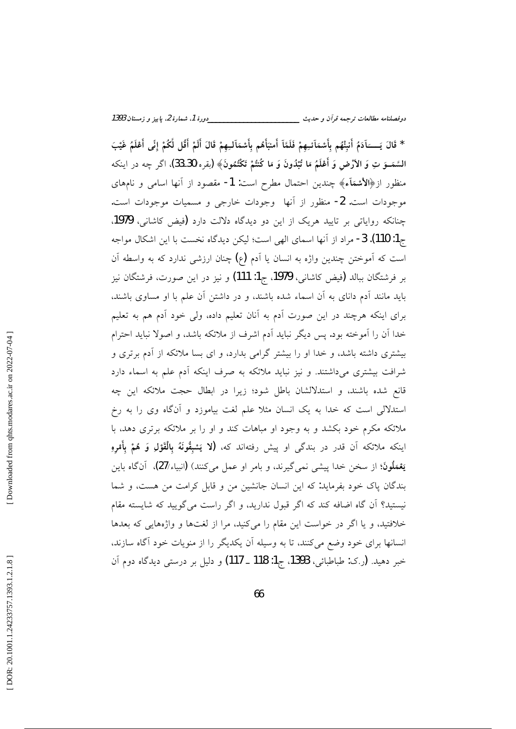* قَالَ يَـــآدَمُ أَنبِئْهُم بِأَسْمَآئِـهِمْ فَلَمَّآ أَنبَأَهُم بِأَسْمَآئِـهِمْ قَالَ أَلَمْ أَقُل لَّكُمْ إِنِّى أَعْلَمُ غَيْبَ السَّمَـوَ تِ وَ الأَرْضِ وَ أَعْلَمُ مَا تُبْدُونَ وَ مَا كُنتُمْ تَكْتُمُونَ﴾ (بقره/30-33). اگر چه در اینکه منظور از﴿الأَسْمَآء﴾ چندین احتمال مطرح است: 1- مقصود از آنها اسامی و نامهای موجودات است. 2- منظور از آنها وجودات خارجی و مسمیات موجودات است. چنانکه روایاتی بر تایید هریک از این دو دیدگاه دلالت دارد (فیض کاشانی، 1979، ج1: 110). 3- مراد از آنها اسمای الهی است؛ لیکن دیدگاه نخست با این اشکال مواجه است که آموختن چندین واژه به انسان یا آدم (ع) چنان ارزشی ندارد که به واسطه آن بر فرشتگان ببالد (فیض کاشانی، 1979، ج1: 111) و نیز در این صورت، فرشتگان نیز باید مانند آدم دانای به آن اسماء شده باشند، و در داشتن آن علم با او مساوی باشند، برای اینکه هرچند در این صورت آدم به آنان تعلیم داده، ولی خود آدم هم به تعلیم خدا آن را آموخته بود. پس دیگر نباید آدم اشرف از ملائکه باشد، و اصولا نباید احترام بیشتری داشته باشد، و خدا او را بیشتر گرامی بدارد، و ای بسا ملائکه از آدم برتری و شرافت بیشتری می‌داشتند. و نیز نباید ملائکه به صرف اینکه آدم علم به اسماء دارد قانع شده باشند، و استدلالشان باطل شود؛ زیرا در ابطال حجت ملائکه این چه استدلالی است که خدا به یک انسان مثلا علم لغت بیاموزد و آنگاه وی را به رخ ملائکه مکرم خود بکشد و به وجود او مباهات کند و او را بر ملائکه برتری دهد، با اینکه ملائکه آن قدر در بندگی او پیش رفته‌اند که، (لا يَسْبِقُونَهُ بِالْقَوْلِ وَ هُمْ بِأَمْرِهِ يَعْمَلُونَ؛ از سخن خدا پیشی نمی‌گیرند، و بامر او عمل می‌کنند) (انبیاء/27)، آنگاه باین بندگان پاک خود بفرماید: که این انسان جانشین من و قابل کرامت من هست، و شما نیستید؟ آن گاه اضافه کند که اگر قبول ندارید، و اگر راست می‌گویید که شایسته مقام خلافتید، و یا اگر در خواست این مقام را می‌کنید، مرا از لغت‌ها و واژه‌هایی که بعدها انسانها برای خود وضع می‌کنند، تا به وسیله آن یکدیگر را از منویات خود آگاه سازند، خبر دهید. (ر.ک: طباطبائی، 1393، ج1: 118 ـ 117) و دلیل بر درستی دیدگاه دوم آن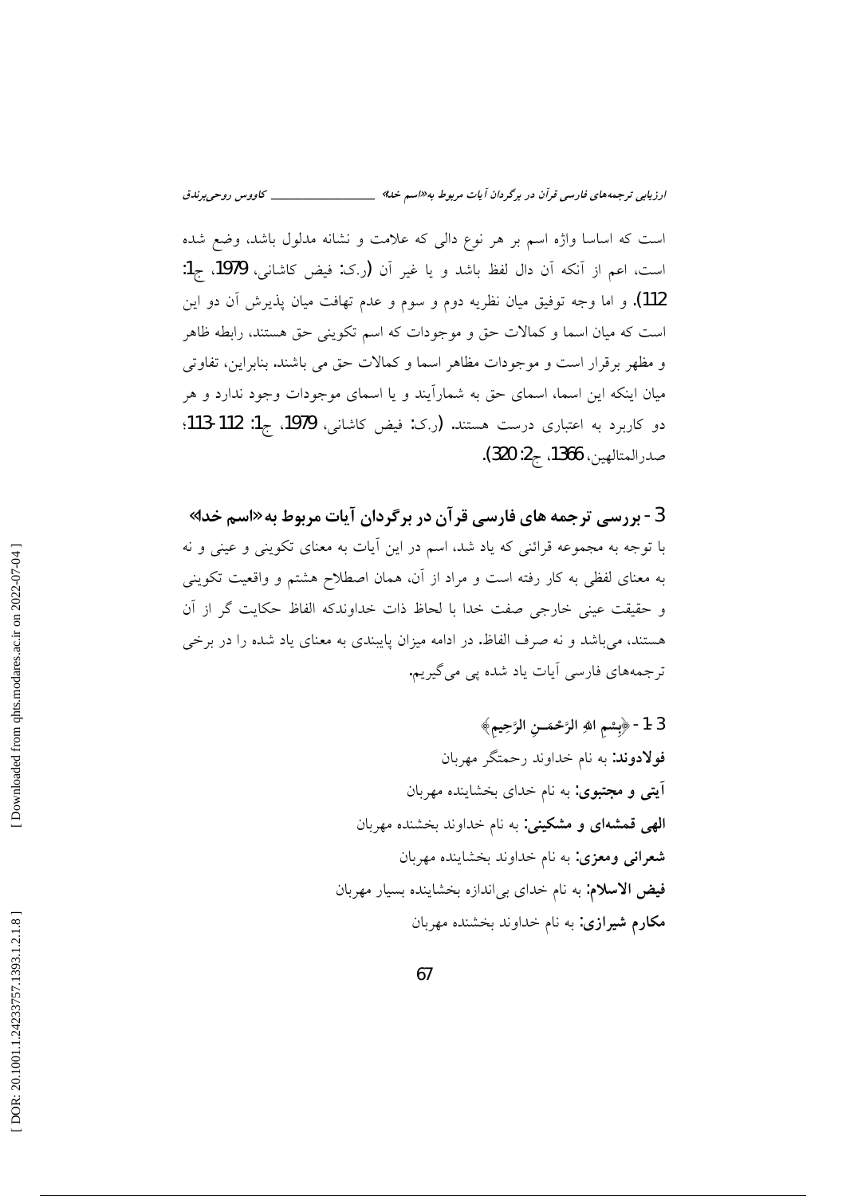است که اساسا واژه اسم بر هر نوع دالی که علامت و نشانه مدلول باشد، وضع شده است، اعم از آنکه آن دال لفظ باشد و یا غیر آن (ر.ک: فیض کاشانی، 1979، ج1: 112). و اما وجه توفیق میان نظریه دوم و سوم و عدم تهافت میان پذیرش آن دو این است که میان اسما و کمالات حق و موجودات که اسم تکوینی حق هستند، رابطه ظاهر و مظهر برقرار است و موجودات مظاهر اسما و کمالات حق می باشند. بنابراین، تفاوتی میان اینکه این اسما، اسمای حق به شمارآیند و یا اسمای موجودات وجود ندارد و هر دو کاربرد به اعتباری درست هستند. (ر.ک: فیض کاشانی، 1979، ج1: 112-113؛ صدرالمتالهین، 1366، ج2: 320).

## 3- بررسی ترجمه های فارسی قرآن در برگردان آیات مربوط به «اسم خدا»

با توجه به مجموعه قرائنی که یاد شد، اسم در این آیات به معنای تکوینی و عینی و نه به معنای لفظی به کار رفته است و مراد از آن، همان اصطلاح هشتم و واقعیت تکوینی و حقیقت عینی خارجی صفت خدا با لحاظ ذات خداوندکه الفاظ حکایت گر از آن هستند، می‌باشد و نه صرف الفاظ. در ادامه میزان پایبندی به معنای یاد شده را در برخی ترجمه‌های فارسی آیات یاد شده پی می‌گیریم.

### 3-1- ﴿بِسْمِ اللهِ الرَّحْمَـنِ الرَّحِيمِ﴾

**فولادوند:** به نام خداوند رحمتگر مهربان

**آیتی و مجتبوی:** به نام خدای بخشاینده مهربان

**الهی قمشه‌ای و مشکینی:** به نام خداوند بخشنده مهربان

**شعرانی ومعزی:** به نام خداوند بخشاینده مهربان

**فیض الاسلام:** به نام خدای بی‌اندازه بخشاینده بسیار مهربان

**مکارم شیرازی:** به نام خداوند بخشنده مهربان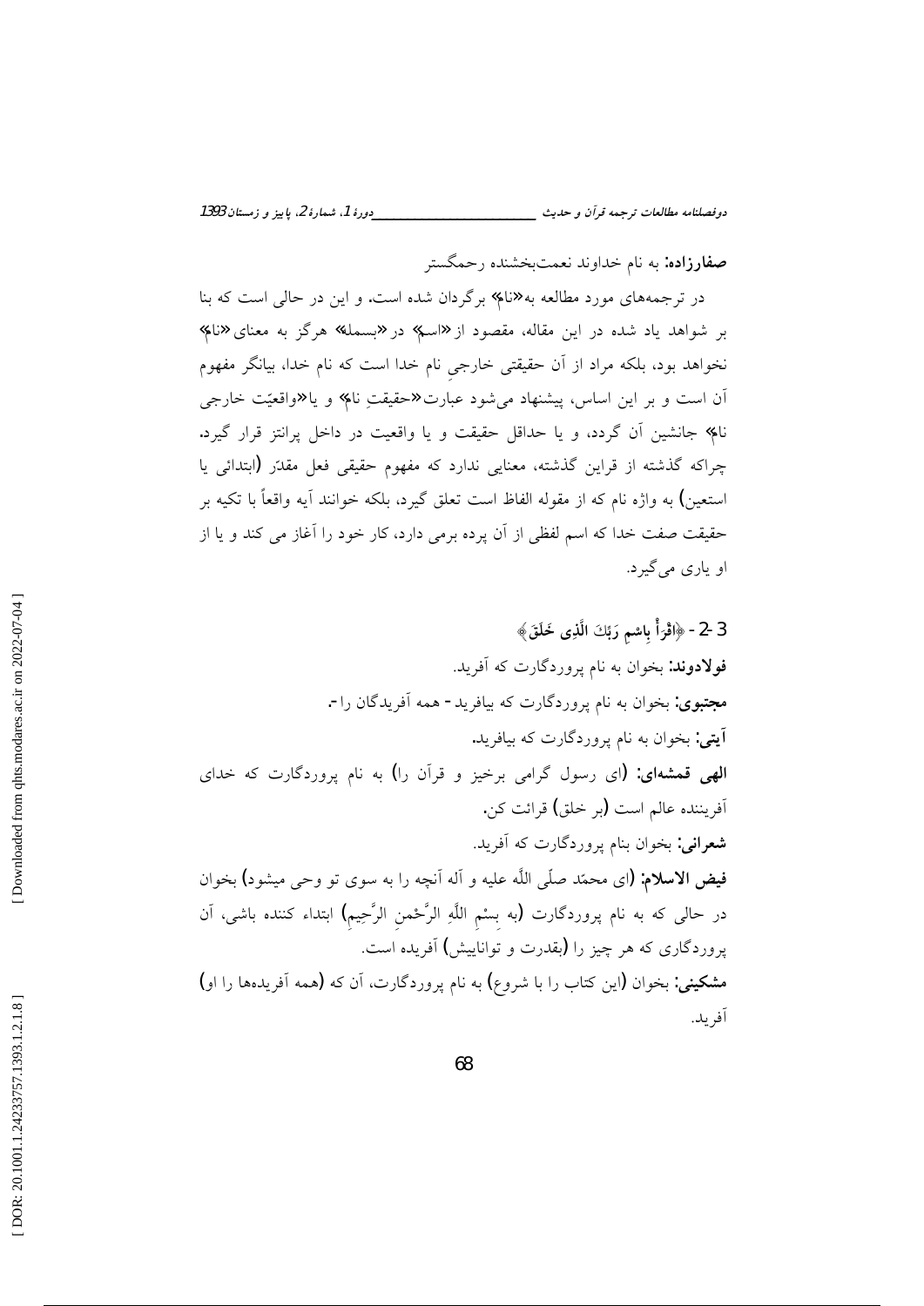**صفارزاده:** به نام خداوند نعمت‌بخشنده رحمگستر

در ترجمه‌های مورد مطالعه به«نام» برگردان شده است. و این در حالی است که بنا بر شواهد یاد شده در این مقاله، مقصود از«اسم» در«بسمله» هرگز به معنای«نام» نخواهد بود، بلکه مراد از آن حقیقتی خارجیِ نام خدا است که نام خدا، بیانگر مفهوم آن است و بر این اساس، پیشنهاد می‌شود عبارت«حقیقتِ نام» و یا«واقعیّت خارجی نام» جانشین آن گردد، و یا حداقل حقیقت و یا واقعیت در داخل پرانتز قرار گیرد. چراکه گذشته از قراین گذشته، معنایی ندارد که مفهوم حقیقی فعل مقدّر (ابتدائی یا استعین) به واژه نام که از مقوله الفاظ است تعلق گیرد، بلکه خوانند آیه واقعاً با تکیه بر حقیقت صفت خدا که اسم لفظی از آن پرده برمی دارد، کار خود را آغاز می کند و یا از او یاری می‌گیرد.

**3-2 - ﴿اقْرَأْ بِاسْمِ رَبِّكَ الَّذِی خَلَقَ﴾**

**فولادوند:** بخوان به نام پروردگارت که آفرید.

**مجتبوی:** بخوان به نام پروردگارت که بیافرید - همه آفریدگان را -.

**آیتی:** بخوان به نام پروردگارت که بیافرید.

**الهی قمشه‌ای:** (ای رسول گرامی برخیز و قرآن را) به نام پروردگارت که خدای آفریننده عالم است (بر خلق) قرائت کن.

**شعرانی:** بخوان بنام پروردگارت که آفرید.

**فیض الاسلام:** (ای محمّد صلّی اللَّه علیه و آله آنچه را به سوی تو وحی میشود) بخوان در حالی که به نام پروردگارت (به بِسْمِ اللَّهِ الرَّحْمنِ الرَّحِیمِ) ابتداء کننده باشی، آن پروردگاری که هر چیز را (بقدرت و توانایی‌اش) آفریده است.

**مشکینی:** بخوان (این کتاب را با شروع) به نام پروردگارت، آن که (همه آفریده‌ها را او) آفرید.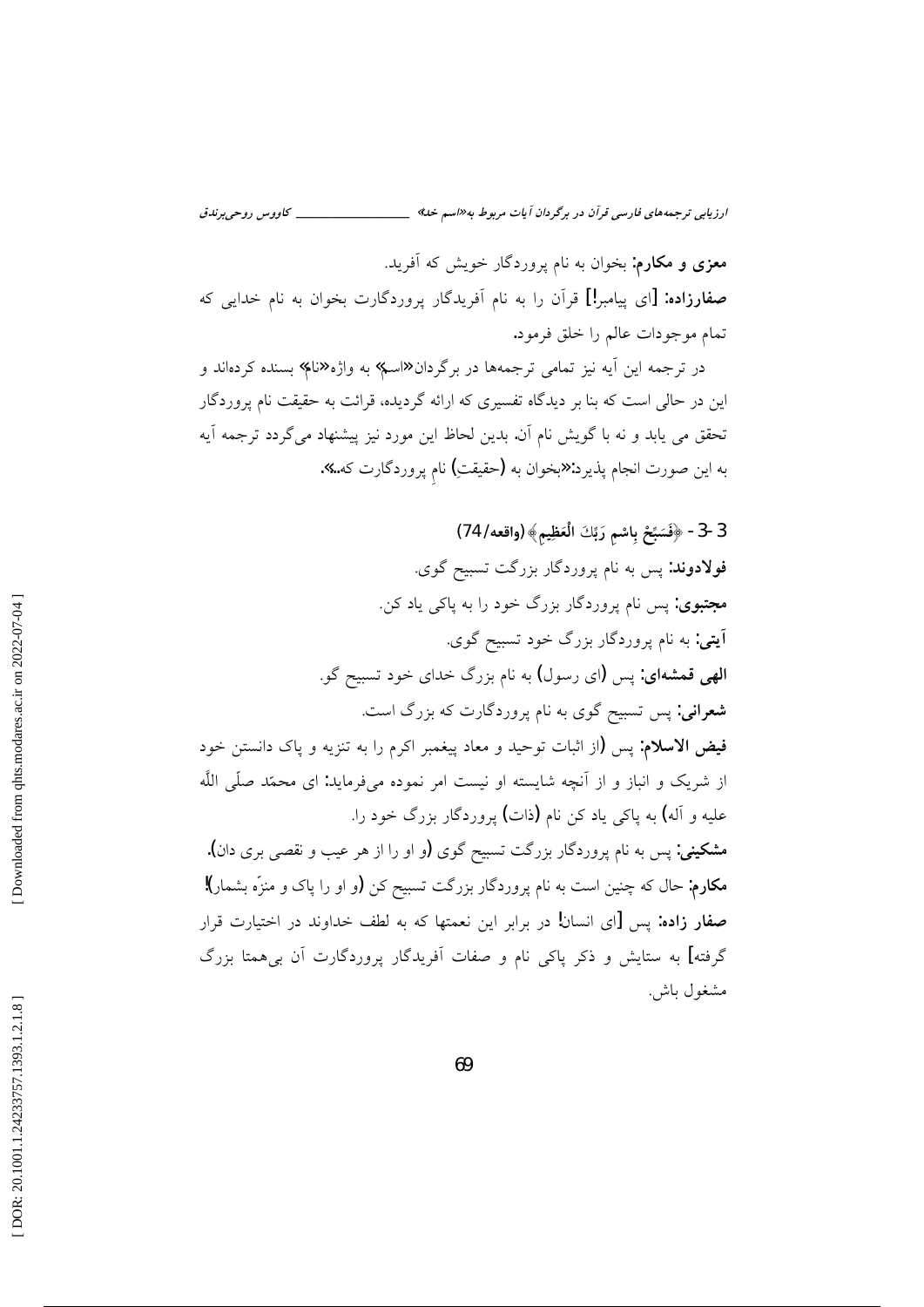**معزی و مکارم:** بخوان به نام پروردگار خویش که آفرید.

**صفارزاده:** [ای پیامبر!] قرآن را به نام آفریدگار پروردگارت بخوان به نام خدایی که تمام موجودات عالم را خلق فرمود.

در ترجمه این آیه نیز تمامی ترجمه‌ها در برگردان«اسم» به واژه«نام» بسنده کرده‌اند و این در حالی است که بنا بر دیدگاه تفسیری که ارائه گردیده، قرائت به حقیقت نام پروردگار تحقق می یابد و نه با گویش نام آن. بدین لحاظ این مورد نیز پیشنهاد می‌گردد ترجمه آیه به این صورت انجام پذیرد:«بخوان به (حقیقتِ) نامِ پروردگارت که...».

### 3-3 - ﴿فَسَبِّحْ بِاسْمِ رَبِّكَ الْعَظِيمِ﴾ (واقعه/74)

**فولادوند:** پس به نام پروردگار بزرگت تسبیح گوی.

**مجتبوی:** پس نام پروردگار بزرگ خود را به پاکی یاد کن.

**آیتی:** به نام پروردگار بزرگ خود تسبیح گوی.

**الهی قمشه‌ای:** پس (ای رسول) به نام بزرگ خدای خود تسبیح گو.

**شعرانی:** پس تسبیح گوی به نام پروردگارت که بزرگ است.

**فیض الاسلام:** پس (از اثبات توحید و معاد پیغمبر اکرم را به تنزیه و پاک دانستن خود از شریک و انباز و از آنچه شایسته او نیست امر نموده می‌فرماید: ای محمّد صلّی اللَّه علیه و آله) به پاکی یاد کن نام (ذات) پروردگار بزرگ خود را.

**مشکینی:** پس به نام پروردگار بزرگت تسبیح گوی (و او را از هر عیب و نقصی بری دان).

**مکارم:** حال که چنین است به نام پروردگار بزرگت تسبیح کن (و او را پاک و منزّه بشمار)!

**صفار زاده:** پس [ای انسان! در برابر این نعمتها که به لطف خداوند در اختیارت قرار گرفته] به ستایش و ذکر پاکی نام و صفات آفریدگار پروردگارت آن بی‌همتا بزرگ مشغول باش.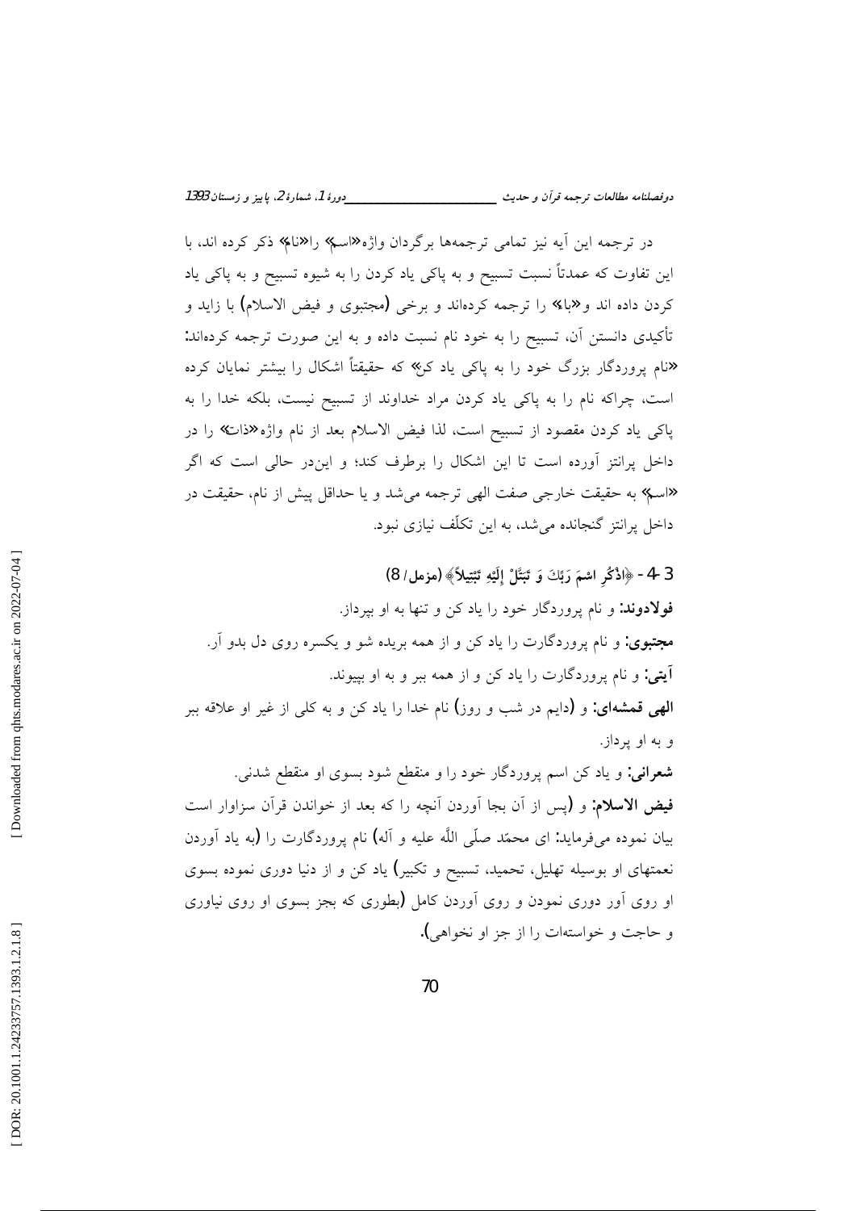در ترجمه این آیه نیز تمامی ترجمه‌ها برگردان واژه«اسم» را«نام» ذکر کرده اند، با این تفاوت که عمدتاً نسبت تسبیح و به پاکی یاد کردن را به شیوه تسبیح و به پاکی یاد کردن داده اند و«با» را ترجمه کرده‌اند و برخی (مجتبوی و فیض الاسلام) با زاید و تأکیدی دانستن آن، تسبیح را به خود نام نسبت داده و به این صورت ترجمه کرده‌اند: «نام پروردگار بزرگ خود را به پاکی یاد کن» که حقیقتاً اشکال را بیشتر نمایان کرده است، چراکه نام را به پاکی یاد کردن مراد خداوند از تسبیح نیست، بلکه خدا را به پاکی یاد کردن مقصود از تسبیح است، لذا فیض الاسلام بعد از نام واژه«ذات» را در داخل پرانتز آورده است تا این اشکال را برطرف کند؛ و این‌در حالی است که اگر «اسم» به حقیقت خارجی صفت الهی ترجمه می‌شد و یا حداقل پیش از نام، حقیقت در داخل پرانتز گنجانده می‌شد، به این تکلّف نیازی نبود.

### 3-4- ﴿اذْكُرِ اسْمَ رَبِّكَ وَ تَبَتَّلْ إِلَيْهِ تَبْتِيلاً﴾ (مزمل/ 8)

**فولادوند:** و نام پروردگار خود را یاد کن و تنها به او بپرداز.

**مجتبوی:** و نام پروردگارت را یاد کن و از همه بریده شو و یکسره روی دل بدو آر.

**آیتی:** و نام پروردگارت را یاد کن و از همه ببر و به او بپیوند.

**الهی قمشه‌ای:** و (دایم در شب و روز) نام خدا را یاد کن و به کلی از غیر او علاقه ببر و به او پرداز.

**شعرانی:** و یاد کن اسم پروردگار خود را و منقطع شود بسوی او منقطع شدنی.

**فیض الاسلام:** و (پس از آن بجا آوردن آنچه را که بعد از خواندن قرآن سزاوار است بیان نموده می‌فرماید: ای محمّد صلّی اللّه علیه و آله) نام پروردگارت را (به یاد آوردن نعمتهای او بوسیله تهلیل، تحمید، تسبیح و تکبیر) یاد کن و از دنیا دوری نموده بسوی او روی آور دوری نمودن و روی آوردن کامل (بطوری که بجز بسوی او روی نیاوری و حاجت و خواسته‌ات را از جز او نخواهی).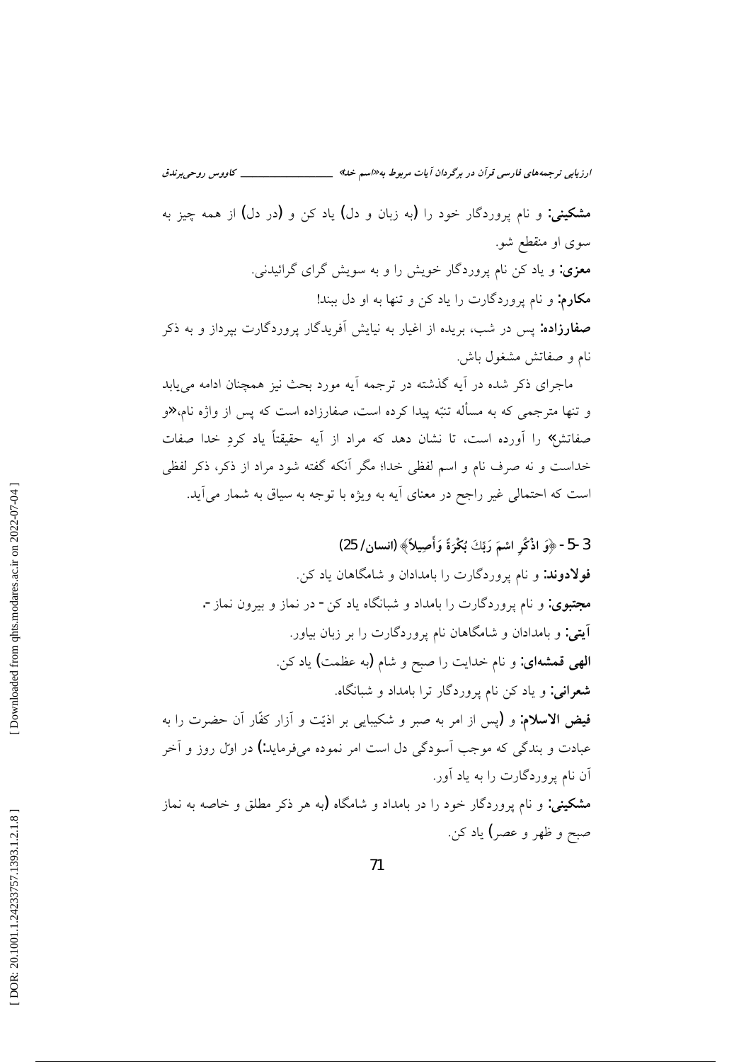**مشکینی:** و نام پروردگار خود را (به زبان و دل) یاد کن و (در دل) از همه چیز به سوی او منقطع شو.

**معزی:** و یاد کن نام پروردگار خویش را و به سویش گرای گرائیدنی.

**مکارم:** و نام پروردگارت را یاد کن و تنها به او دل ببند!

**صفارزاده:** پس در شب، بریده از اغیار به نیایش آفریدگار پروردگارت بپرداز و به ذکر نام و صفاتش مشغول باش.

ماجرای ذکر شده در آیه گذشته در ترجمه آیه مورد بحث نیز همچنان ادامه می‌یابد و تنها مترجمی که به مسأله تنبّه پیدا کرده است، صفارزاده است که پس از واژه نام،«و صفاتش» را آورده است، تا نشان دهد که مراد از آیه حقیقتاً یاد کردِ خدا صفات خداست و نه صرف نام و اسم لفظی خدا؛ مگر آنکه گفته شود مراد از ذکر، ذکر لفظی است که احتمالی غیر راجح در معنای آیه به ویژه با توجه به سیاق به شمار می‌آید.

**3-5 - ﴿وَ اذْكُرِ اسْمَ رَبِّكَ بُكْرَةً وَأَصِيلاً﴾ (انسان/ 25)**

**فولادوند:** و نام پروردگارت را بامدادان و شامگاهان یاد کن.

**مجتبوی:** و نام پروردگارت را بامداد و شبانگاه یاد کن - در نماز و بیرون نماز -.

**آیتی:** و بامدادان و شامگاهان نام پروردگارت را بر زبان بیاور.

**الهی قمشه‌ای:** و نام خدایت را صبح و شام (به عظمت) یاد کن.

**شعرانی:** و یاد کن نام پروردگار ترا بامداد و شبانگاه.

**فیض الاسلام:** و (پس از امر به صبر و شکیبایی بر اذیّت و آزار کفّار آن حضرت را به عبادت و بندگی که موجب آسودگی دل است امر نموده می‌فرماید:) در اوّل روز و آخر آن نام پروردگارت را به یاد آور.

**مشکینی:** و نام پروردگار خود را در بامداد و شامگاه (به هر ذکر مطلق و خاصه به نماز صبح و ظهر و عصر) یاد کن.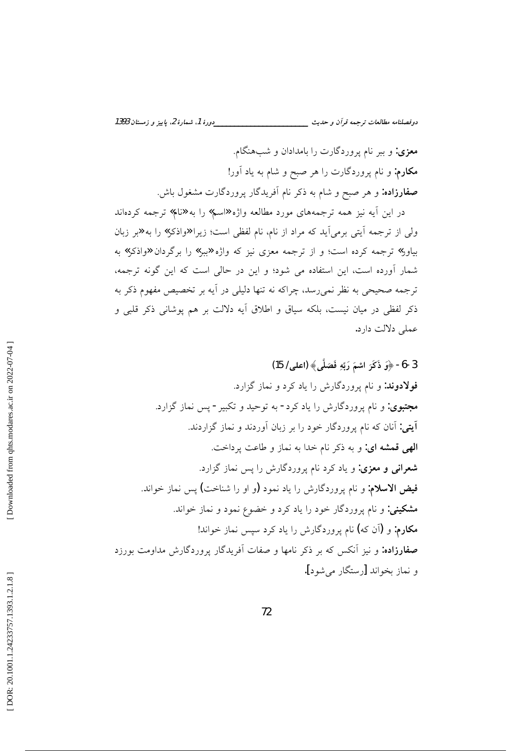**معزی:** و ببر نام پروردگارت را بامدادان و شب‌هنگام.

**مکارم:** و نام پروردگارت را هر صبح و شام به یاد آور!

**صفارزاده:** و هر صبح و شام به ذکر نام آفریدگار پروردگارت مشغول باش.

در این آیه نیز همه ترجمه‌های مورد مطالعه واژه«اسم» را به«نام» ترجمه کرده‌اند ولی از ترجمه آیتی برمی‌آید که مراد از نام، نام لفظی است؛ زیرا«واذکر» را به«بر زبان بیاور» ترجمه کرده است؛ و از ترجمه معزی نیز که واژه«ببر» را برگردان«واذکر» به شمار آورده است، این استفاده می شود؛ و این در حالی است که این گونه ترجمه، ترجمه صحیحی به نظر نمی‌رسد، چراکه نه تنها دلیلی در آیه بر تخصیص مفهوم ذکر به ذکر لفظی در میان نیست، بلکه سیاق و اطلاق آیه دلالت بر هم پوشانی ذکر قلبی و عملی دلالت دارد.

### 3-6- ﴿وَ ذَكَرَ اسْمَ رَبِّهِ فَصَلَّى﴾ (اعلی/ 15)

**فولادوند:** و نام پروردگارش را یاد کرد و نماز گزارد.

**مجتبوی:** و نام پروردگارش را یاد کرد- به توحید و تکبیر- پس نماز گزارد.

**آیتی:** آنان که نام پروردگار خود را بر زبان آوردند و نماز گزاردند.

**الهی قمشه ای:** و به ذکر نام خدا به نماز و طاعت پرداخت.

**شعرانی و معزی:** و یاد کرد نام پروردگارش را پس نماز گزارد.

**فیض الاسلام:** و نام پروردگارش را یاد نمود (و او را شناخت) پس نماز خواند.

**مشکینی:** و نام پروردگار خود را یاد کرد و خضوع نمود و نماز خواند.

**مکارم:** و (آن که) نام پروردگارش را یاد کرد سپس نماز خواند!

**صفارزاده:** و نیز آنکس که بر ذکر نامها و صفات آفریدگار پروردگارش مداومت بورزد و نماز بخواند [رستگار می‌شود].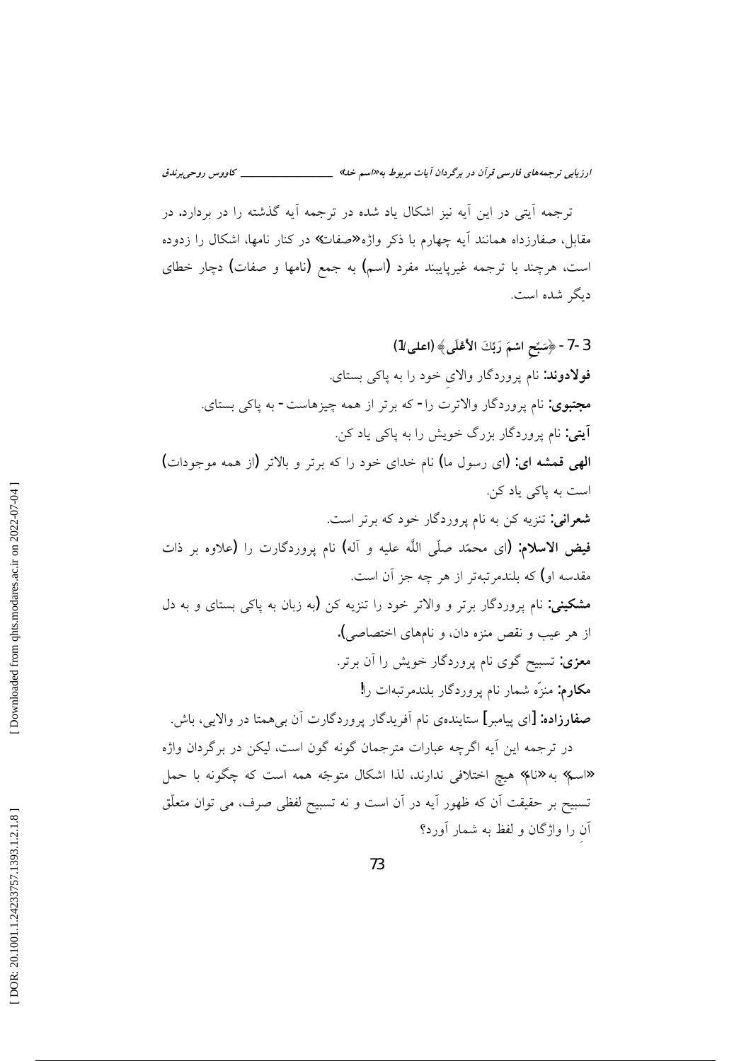ترجمه آیتی در این آیه نیز اشکال یاد شده در ترجمه آیه گذشته را در بردارد. در مقابل، صفارزداه همانند آیه چهارم با ذکر واژه«صفات» در کنار نامها، اشکال را زدوده است، هرچند با ترجمه غیرپایبند مفرد (اسم) به جمع (نامها و صفات) دچار خطای دیگر شده است.

**3-7 - ﴿سَبِّحِ اسْمَ رَبِّكَ الأَعْلَى﴾ (اعلی/1)**

**فولادوند:** نام پروردگار والایِ خود را به پاکی بستای.

**مجتبوی:** نام پروردگار والاترت را - که برتر از همه چیزهاست - به پاکی بستای.

**آیتی:** نام پروردگار بزرگ خویش را به پاکی یاد کن.

**الهی قمشه ای:** (ای رسول ما) نام خدای خود را که برتر و بالاتر (از همه موجودات) است به پاکی یاد کن.

**شعرانی:** تنزیه کن به نام پروردگار خود که برتر است.

**فیض الاسلام:** (ای محمّد صلّی اللَّه علیه و آله) نام پروردگارت را (علاوه بر ذات مقدسه او) که بلندمرتبه‌تر از هر چه جز آن است.

**مشکینی:** نام پروردگار برتر و والاتر خود را تنزیه کن (به زبان به پاکی بستای و به دل از هر عیب و نقص منزه دان، و نامهای اختصاصی).

**معزی:** تسبیح گوی نام پروردگار خویش را آن برتر.

**مکارم:** منزّه شمار نام پروردگار بلندمرتبه‌ات را!

**صفارزاده:** [ای پیامبر] ستاینده‌ی نام آفریدگار پروردگارت آن بی‌همتا در والایی، باش.

در ترجمه این آیه اگرچه عبارات مترجمان گونه گون است، لیکن در برگردان واژه «اسم» به«نام» هیچ اختلافی ندارند، لذا اشکال متوجّه همه است که چگونه با حمل تسبیح بر حقیقت آن که ظهور آیه در آن است و نه تسبیح لفظی صرف، می توان متعلّق آنِ را واژگان و لفظ به شمار آورد؟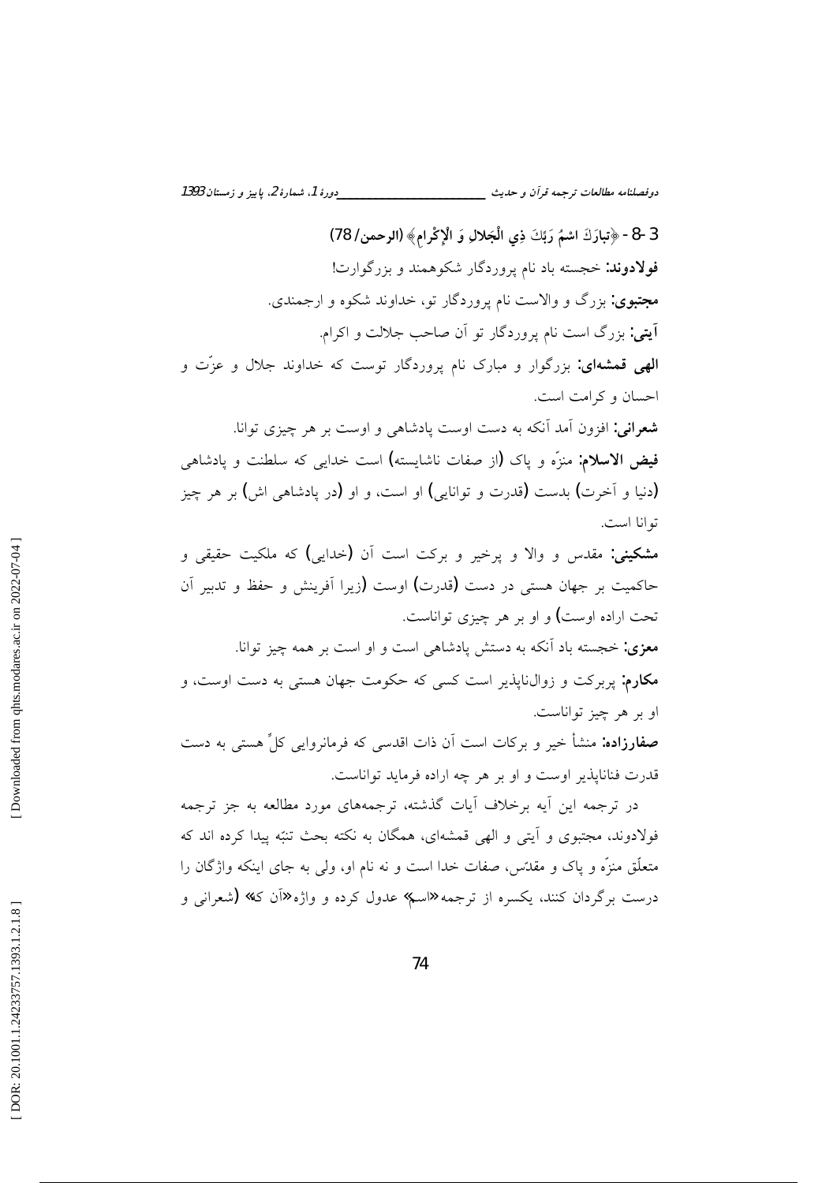3-8 - ﴿تبارَكَ اسْمُ رَبِّكَ ذِي الْجَلالِ وَ الْإِكْرامِ﴾ (الرحمن/78)

**فولادوند:** خجسته باد نام پروردگار شکوهمند و بزرگوارت!

**مجتبوی:** بزرگ و والاست نام پروردگار تو، خداوند شکوه و ارجمندی.

**آیتی:** بزرگ است نام پروردگار تو آن صاحب جلالت و اکرام.

**الهی قمشه‌ای:** بزرگوار و مبارک نام پروردگار توست که خداوند جلال و عزّت و احسان و کرامت است.

**شعرانی:** افزون آمد آنکه به دست اوست پادشاهی و اوست بر هر چیزی توانا.

**فیض الاسلام:** منزّه و پاک (از صفات ناشایسته) است خدایی که سلطنت و پادشاهی (دنیا و آخرت) بدست (قدرت و توانایی) او است، و او (در پادشاهی اش) بر هر چیز توانا است.

**مشکینی:** مقدس و والا و پرخیر و برکت است آن (خدایی) که ملکیت حقیقی و حاکمیت بر جهان هستی در دست (قدرت) اوست (زیرا آفرینش و حفظ و تدبیر آن تحت اراده اوست) و او بر هر چیزی تواناست.

**معزی:** خجسته باد آنکه به دستش پادشاهی است و او است بر همه چیز توانا.

**مکارم:** پربرکت و زوال‌ناپذیر است کسی که حکومت جهان هستی به دست اوست، و او بر هر چیز تواناست.

**صفارزاده:** منشأ خیر و برکات است آن ذات اقدسی که فرمانروایی کلّ هستی به دست قدرت فناناپذیر اوست و او بر هر چه اراده فرماید تواناست.

در ترجمه این آیه برخلاف آیات گذشته، ترجمه‌های مورد مطالعه به جز ترجمه فولادوند، مجتبوی و آیتی و الهی قمشه‌ای، همگان به نکته بحث تنبّه پیدا کرده اند که متعلّق منزّه و پاک و مقدّس، صفات خدا است و نه نام او، ولی به جای اینکه واژگان را درست برگردان کنند، یکسره از ترجمه «اسم» عدول کرده و واژه «آن که» (شعرانی و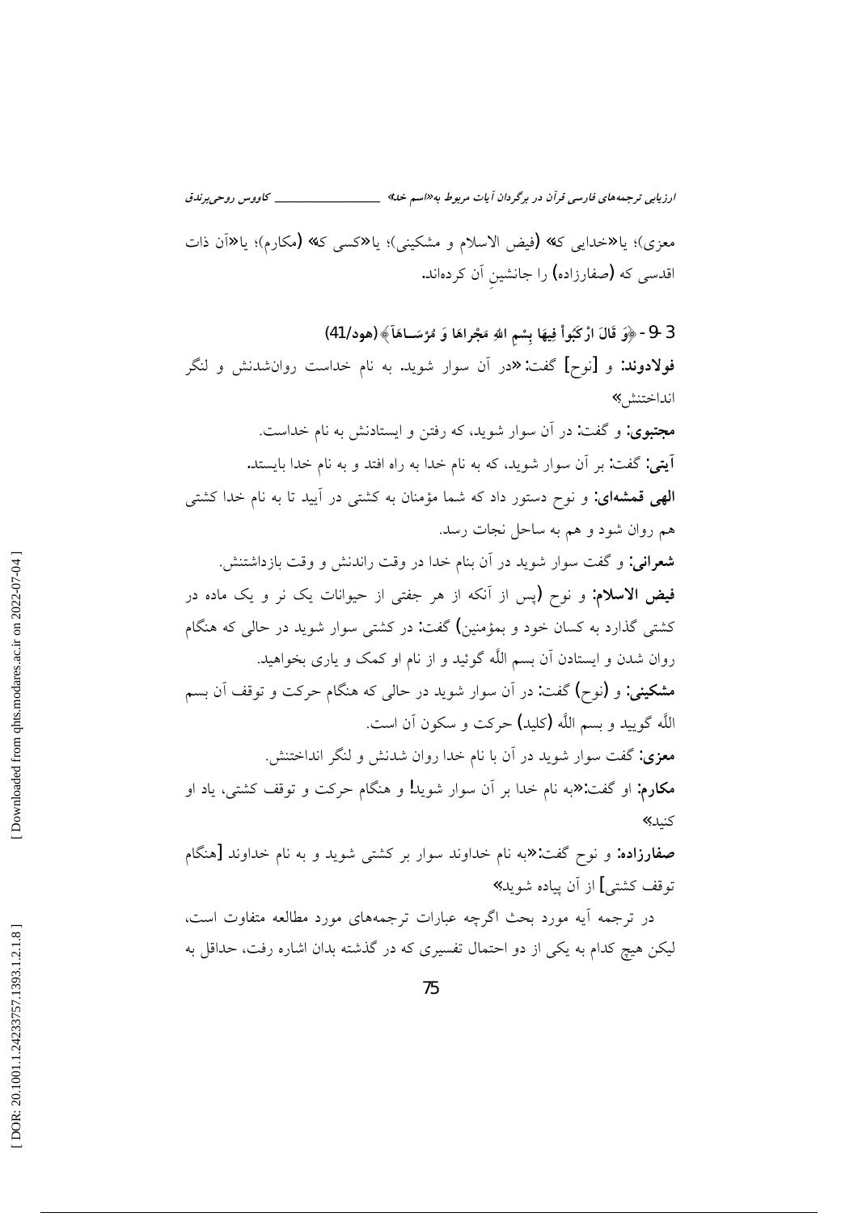معزی)؛ یا«خدایی که» (فیض الاسلام و مشکینی)؛ یا«کسی که» (مکارم)؛ یا«آن ذات اقدسی که (صفارزاده) را جانشینِ آن کرده‌اند.

**3-9 - ﴿وَ قَالَ ارْكَبُواْ فِيهَا بِسْمِ اللهِ مَجْرَاهَا وَ مُرْسَاهَآ﴾ (هود/41)**

**فولادوند:** و [نوح] گفت: «در آن سوار شوید. به نام خداست روان‌شدنش و لنگر انداختنش»

**مجتبوی:** و گفت: در آن سوار شوید، که رفتن و ایستادنش به نام خداست.

**آیتی:** گفت: بر آن سوار شوید، که به نام خدا به راه افتد و به نام خدا بایستد.

**الهی قمشه‌ای:** و نوح دستور داد که شما مؤمنان به کشتی در آیید تا به نام خدا کشتی هم روان شود و هم به ساحل نجات رسد.

**شعرانی:** و گفت سوار شوید در آن بنام خدا در وقت راندنش و وقت بازداشتنش.

**فیض الاسلام:** و نوح (پس از آنکه از هر جفتی از حیوانات یک نر و یک ماده در کشتی گذارد به کسان خود و بمؤمنین) گفت: در کشتی سوار شوید در حالی که هنگام روان شدن و ایستادن آن بسم اللّه گوئید و از نام او کمک و یاری بخواهید.

**مشکینی:** و (نوح) گفت: در آن سوار شوید در حالی که هنگام حرکت و توقف آن بسم اللّه گویید و بسم اللّه (کلید) حرکت و سکون آن است.

**معزی:** گفت سوار شوید در آن با نام خدا روان شدنش و لنگر انداختنش.

**مکارم:** او گفت:«به نام خدا بر آن سوار شوید! و هنگام حرکت و توقف کشتی، یاد او کنید»

**صفارزاده:** و نوح گفت:«به نام خداوند سوار بر کشتی شوید و به نام خداوند [هنگام توقف کشتی] از آن پیاده شوید»

در ترجمه آیه مورد بحث اگرچه عبارات ترجمه‌های مورد مطالعه متفاوت است، لیکن هیچ کدام به یکی از دو احتمال تفسیری که در گذشته بدان اشاره رفت، حداقل به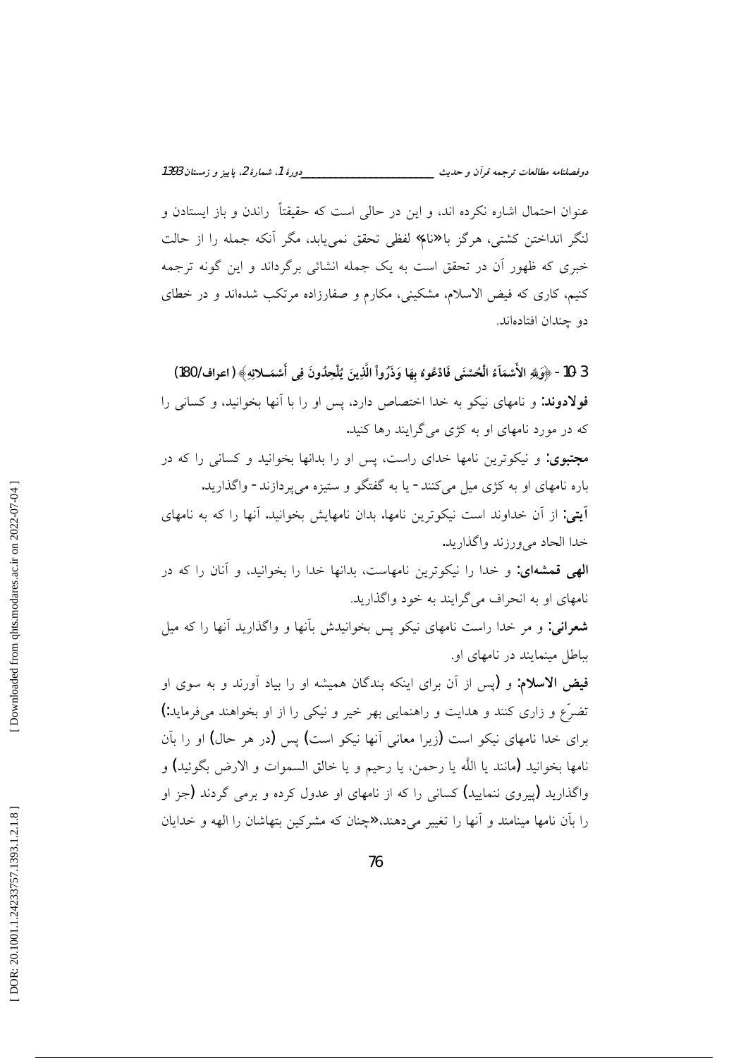عنوان احتمال اشاره نکرده اند، و این در حالی است که حقیقتاً راندن و باز ایستادن و لنگر انداختن کشتی، هرگز با«نام» لفظی تحقق نمی‌یابد، مگر آنکه جمله را از حالت خبری که ظهور آن در تحقق است به یک جمله انشائی برگرداند و این گونه ترجمه کنیم، کاری که فیض الاسلام، مشکینی، مکارم و صفارزاده مرتکب شده‌اند و در خطای دو چندان افتاده‌اند.

3-10 - ﴿وَلِلَّهِ الأَسْمَاءُ الْحُسْنَى فَادْعُوهُ بِهَا وَذَرُواْ الَّذِينَ يُلْحِدُونَ فِي أَسْمَـآئِهِ﴾ (اعراف/180)

**فولادوند:** و نامهای نیکو به خدا اختصاص دارد، پس او را با آنها بخوانید، و کسانی را که در مورد نامهای او به کژی می‌گرایند رها کنید.

**مجتبوی:** و نیکوترین نامها خدای راست، پس او را بدانها بخوانید و کسانی را که در باره نامهای او به کژی میل می‌کنند- یا به گفتگو و ستیزه می‌پردازند- واگذارید.

**آیتی:** از آن خداوند است نیکوترین نامها. بدان نامهایش بخوانید. آنها را که به نامهای خدا الحاد می‌ورزند واگذارید.

**الهی قمشه‌ای:** و خدا را نیکوترین نامهاست، بدانها خدا را بخوانید، و آنان را که در نامهای او به انحراف می‌گرایند به خود واگذارید.

**شعرانی:** و مر خدا راست نامهای نیکو پس بخوانیدش بآنها و واگذارید آنها را که میل بباطل مینمایند در نامهای او.

**فیض الاسلام:** و (پس از آن برای اینکه بندگان همیشه او را بیاد آورند و به سوی او تضرّع و زاری کنند و هدایت و راهنمایی بهر خیر و نیکی را از او بخواهند می‌فرماید:) برای خدا نامهای نیکو است (زیرا معانی آنها نیکو است) پس (در هر حال) او را بآن نامها بخوانید (مانند یا اللّه یا رحمن، یا رحیم و یا خالق السموات و الارض بگوئید) و واگذارید (پیروی ننمایید) کسانی را که از نامهای او عدول کرده و برمی گردند (جز او را بآن نامها مینامند و آنها را تغییر می‌دهند،«چنان که مشرکین بتهاشان را الهه و خدایان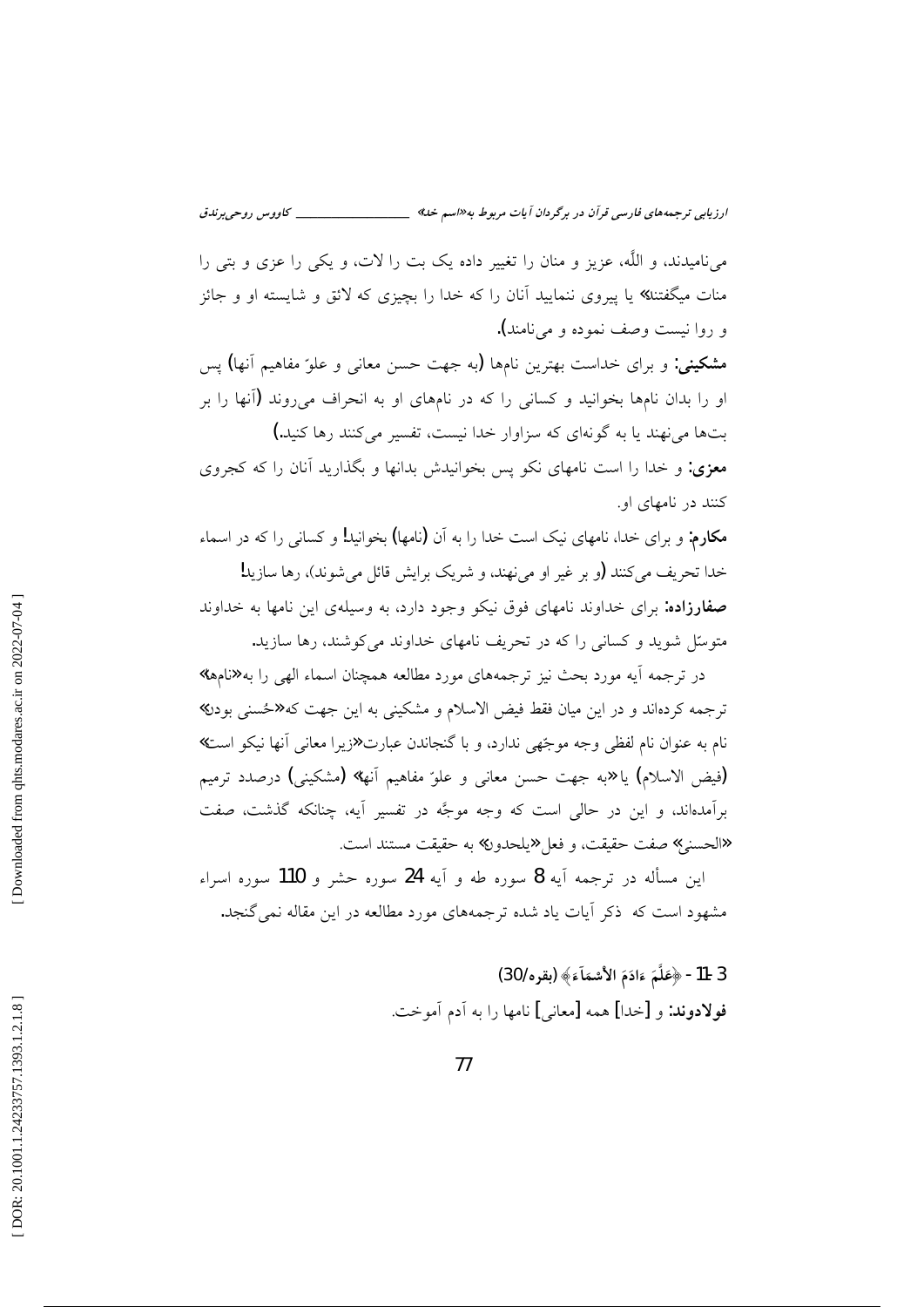می‌نامیدند، و اللّه، عزیز و منان را تغییر داده یک بت را لات، و یکی را عزی و بتی را منات میگفتند» یا پیروی ننمایید آنان را که خدا را بچیزی که لائق و شایسته او و جائز و روا نیست وصف نموده و می‌نامند).

**مشکینی:** و برای خداست بهترین نامها (به جهت حسن معانی و علوّ مفاهیم آنها) پس او را بدان نامها بخوانید و کسانی را که در نامهای او به انحراف می‌روند (آنها را بر بت‌ها می‌نهند یا به گونه‌ای که سزاوار خدا نیست، تفسیر می‌کنند رها کنید.)

**معزی:** و خدا را است نامهای نکو پس بخوانیدش بدانها و بگذارید آنان را که کجروی کنند در نامهای او.

**مکارم:** و برای خدا، نامهای نیک است خدا را به آن (نامها) بخوانید! و کسانی را که در اسماء خدا تحریف می‌کنند (و بر غیر او می‌نهند، و شریک برایش قائل می‌شوند)، رها سازید!

**صفارزاده:** برای خداوند نامهای فوق نیکو وجود دارد، به وسیله‌ی این نامها به خداوند متوسّل شوید و کسانی را که در تحریف نامهای خداوند می‌کوشند، رها سازید.

در ترجمه آیه مورد بحث نیز ترجمه‌های مورد مطالعه همچنان اسماء الهی را به«نامها» ترجمه کرده‌اند و در این میان فقط فیض الاسلام و مشکینی به این جهت که«حُسنی بودن» نام به عنوان نام لفظی وجه موجّهی ندارد، و با گنجاندن عبارت«زیرا معانی آنها نیکو است» (فیض الاسلام) یا«به جهت حسن معانی و علوّ مفاهیم آنها» (مشکینی) درصدد ترمیم برآمده‌اند، و این در حالی است که وجه موجَّه در تفسیر آیه، چنانکه گذشت، صفت «الحسنیٰ» صفت حقیقت، و فعل«یلحدون» به حقیقت مستند است.

این مسأله در ترجمه آیه 8 سوره طه و آیه 24 سوره حشر و 110 سوره اسراء مشهود است که ذکر آیات یاد شده ترجمه‌های مورد مطالعه در این مقاله نمی‌گنجد.

3-11- ﴿عَلَّمَ ءَادَمَ الأَسْمَآءَ﴾ (بقره/30)

**فولادوند:** و [خدا] همه [معانی] نامها را به آدم آموخت.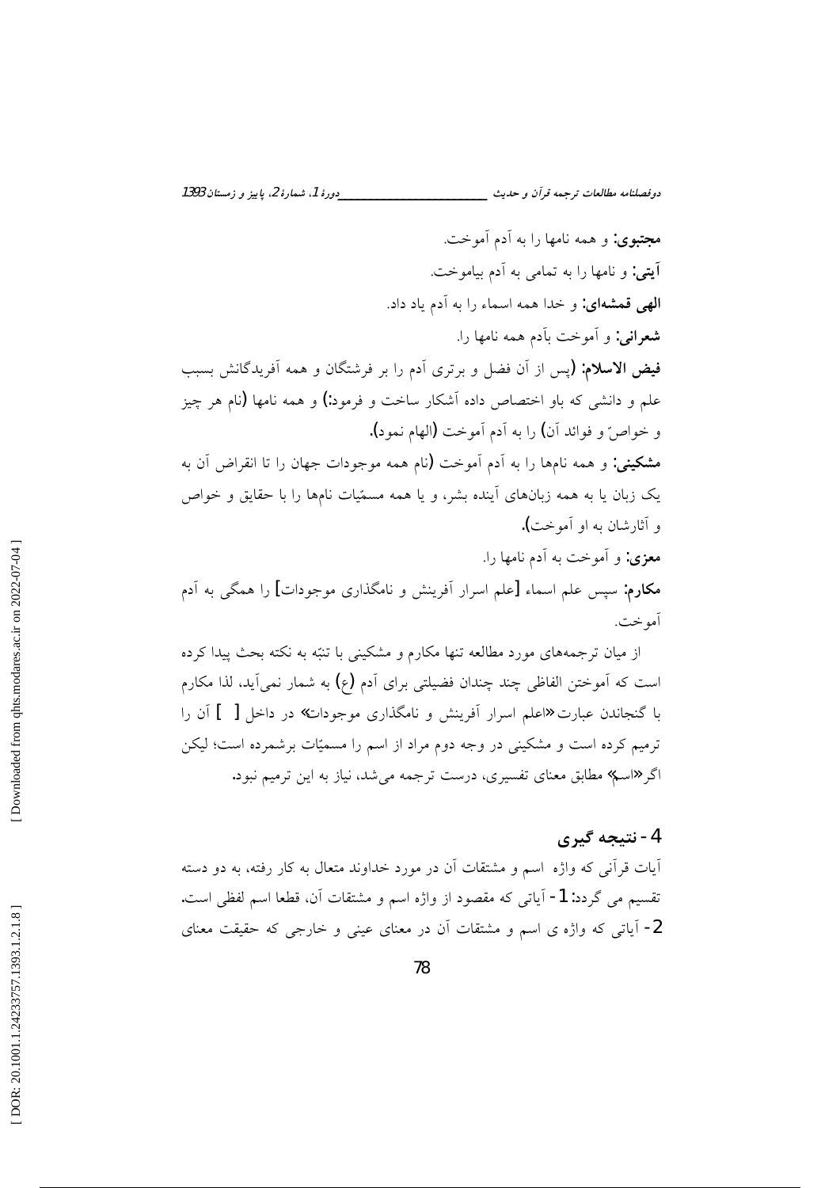**مجتبوی:** و همه نامها را به آدم آموخت.

**آیتی:** و نامها را به تمامی به آدم بیاموخت.

**الهی قمشه‌ای:** و خدا همه اسماء را به آدم یاد داد.

**شعرانی:** و آموخت بآدم همه نامها را.

**فیض الاسلام:** (پس از آن فضل و برتری آدم را بر فرشتگان و همه آفریدگانش بسبب علم و دانشی که باو اختصاص داده آشکار ساخت و فرمود:) و همه نامها (نام هر چیز و خواصّ و فوائد آن) را به آدم آموخت (الهام نمود).

**مشکینی:** و همه نام‌ها را به آدم آموخت (نام همه موجودات جهان را تا انقراض آن به یک زبان یا به همه زبان‌های آینده بشر، و یا همه مسمّیات نام‌ها را با حقایق و خواص و آثارشان به او آموخت).

**معزی:** و آموخت به آدم نامها را.

**مکارم:** سپس علم اسماء [علم اسرار آفرینش و نامگذاری موجودات] را همگی به آدم آموخت.

از میان ترجمه‌های مورد مطالعه تنها مکارم و مشکینی با تنبّه به نکته بحث پیدا کرده است که آموختن الفاظی چند چندان فضیلتی برای آدم (ع) به شمار نمی‌آید، لذا مکارم با گنجاندن عبارت «اعلم اسرار آفرینش و نامگذاری موجودات» در داخل [ ] آن را ترمیم کرده است و مشکینی در وجه دوم مراد از اسم را مسمّیات برشمرده است؛ لیکن اگر «اسم» مطابق معنای تفسیری، درست ترجمه می‌شد، نیاز به این ترمیم نبود.

## 4- نتیجه گیری

آیات قرآنی که واژه اسم و مشتقات آن در مورد خداوند متعال به کار رفته، به دو دسته تقسیم می گردد: 1- آیاتی که مقصود از واژه اسم و مشتقات آن، قطعا اسم لفظی است. 2- آیاتی که واژه ی اسم و مشتقات آن در معنای عینی و خارجی که حقیقت معنای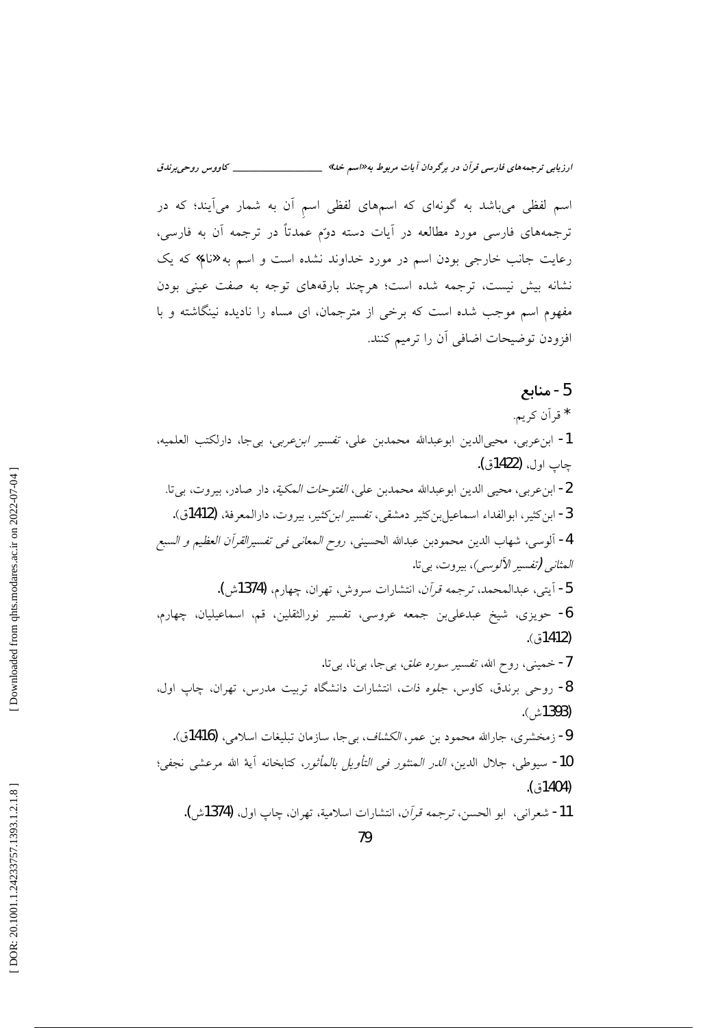اسم لفظی می‌باشد به گونه‌ای که اسم‌های لفظی اسمِ آن به شمار می‌آیند؛ که در ترجمه‌های فارسی مورد مطالعه در آیات دسته دوّم عمدتاً در ترجمه آن به فارسی، رعایت جانب خارجی بودن اسم در مورد خداوند نشده است و اسم به «نام» که یک نشانه بیش نیست، ترجمه شده است؛ هرچند بارقه‌ای توجه به صفت عینی بودن مفهوم اسم موجب شده است که برخی از مترجمان، ای مساه را نادیده نینگاشته و با افزودن توضیحات اضافی آن را ترمیم کنند.

## 5 - منابع

* قرآن کریم.

1 - ابن‌عربی، محیی‌الدین ابوعبدالله محمدبن علی، *تفسیر ابن‌عربی*، بی‌جا، دارلکتب العلمیه، چاپ اول، (1422ق).

2 - ابن‌عربی، محیی الدین ابوعبدالله محمدبن علی، *الفتوحات المکیة*، دار صادر، بیروت، بی‌تا.

3 - ابن‌کثیر، ابوالفداء اسماعیل‌بن‌کثیر دمشقی، *تفسیر ابن‌کثیر*، بیروت، دارالمعرفة، (1412ق).

4 - آلوسی، شهاب الدین محمودبن عبدالله الحسینی، *روح المعانی فی تفسیرالقرآن العظیم و السبع المثانی (تفسیر الآلوسی)*، بیروت، بی‌تا.

5 - آیتی، عبدالمحمد، *ترجمه قرآن*، انتشارات سروش، تهران، چهارم، (1374ش).

6 - حویزی، شیخ عبدعلی‌بن جمعه عروسی، تفسیر نورالثقلین، قم، اسماعیلیان، چهارم، (1412ق).

7 - خمینی، روح الله، *تفسیر سوره علق*، بی‌جا، بی‌نا، بی‌تا.

8 - روحی برندق، کاوس، *جلوه ذات*، انتشارات دانشگاه تربیت مدرس، تهران، چاپ اول، (1393ش).

9 - زمخشری، جارالله محمود بن عمر، *الکشاف*، بی‌جا، سازمان تبلیغات اسلامی، (1416ق).

10 - سیوطی، جلال الدین، *الدر المنثور فی التأویل بالمأثور*، کتابخانه آیة الله مرعشی نجفی؛ (1404ق).

11 - شعرانی، ابو الحسن، *ترجمه قرآن*، انتشارات اسلامیة، تهران، چاپ اول، (1374ش).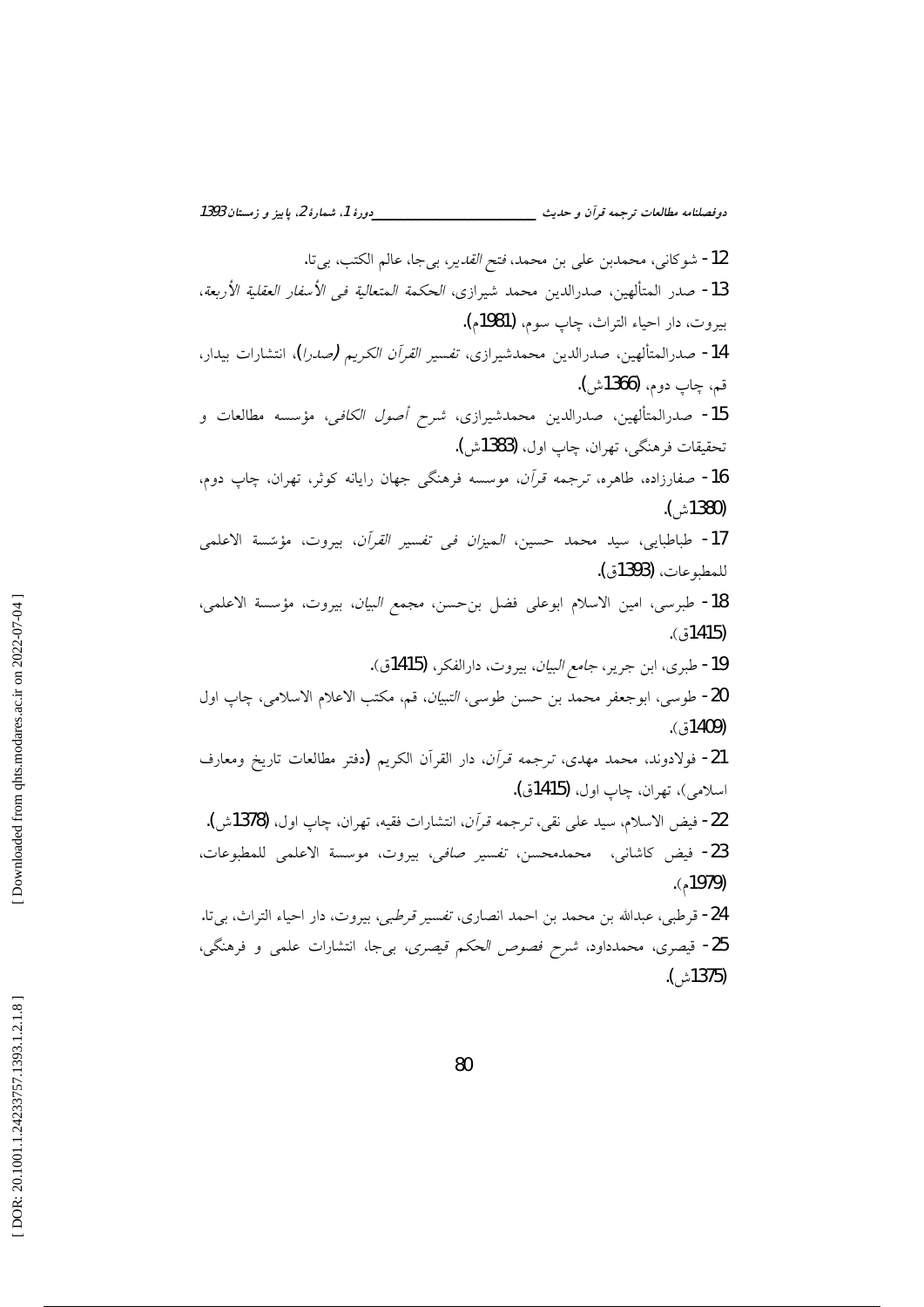12- شوکانی، محمدبن علی بن محمد، *فتح القدیر*، بی‌جا، عالم الکتب، بی‌تا.

13- صدر المتألهین، صدرالدین محمد شیرازی، *الحکمة المتعالیة فی الأسفار العقلیة الأربعة*، بیروت، دار احیاء التراث، چاپ سوم، (1981م).

14- صدرالمتألهین، صدرالدین محمدشیرازی، *تفسیر القرآن الکریم (صدرا)*، انتشارات بیدار، قم، چاپ دوم، (1366ش).

15- صدرالمتألهین، صدرالدین محمدشیرازی، *شرح أصول الکافی*، مؤسسه مطالعات و تحقیقات فرهنگی، تهران، چاپ اول، (1383ش).

16- صفارزاده، طاهره، *ترجمه قرآن*، موسسه فرهنگی جهان رایانه کوثر، تهران، چاپ دوم، (1380ش).

17- طباطبایی، سید محمد حسین، *المیزان فی تفسیر القرآن*، بیروت، مؤسّسة الاعلمی للمطبوعات، (1393ق).

18- طبرسی، امین الاسلام ابوعلی فضل بن‌حسن، *مجمع البیان*، بیروت، مؤسسة الاعلمی، (1415ق).

19- طبری، ابن جریر، *جامع البیان*، بیروت، دارالفکر، (1415ق).

20- طوسی، ابوجعفر محمد بن حسن طوسی، *التبیان*، قم، مکتب الاعلام الاسلامی، چاپ اول (1409ق).

21- فولادوند، محمد مهدی، *ترجمه قرآن*، دار القرآن الکریم (دفتر مطالعات تاریخ ومعارف اسلامی)، تهران، چاپ اول، (1415ق).

22- فیض الاسلام، سید علی نقی، *ترجمه قرآن*، انتشارات فقیه، تهران، چاپ اول، (1378ش).

23- فیض کاشانی، محمدمحسن، *تفسیر صافی*، بیروت، موسسة الاعلمی للمطبوعات، (1979م).

24- قرطبی، عبدالله بن محمد بن احمد انصاری، *تفسیر قرطبی*، بیروت، دار احیاء التراث، بی‌تا.

25- قیصری، محمدداود، *شرح فصوص الحکم قیصری*، بی‌جا، انتشارات علمی و فرهنگی، (1375ش).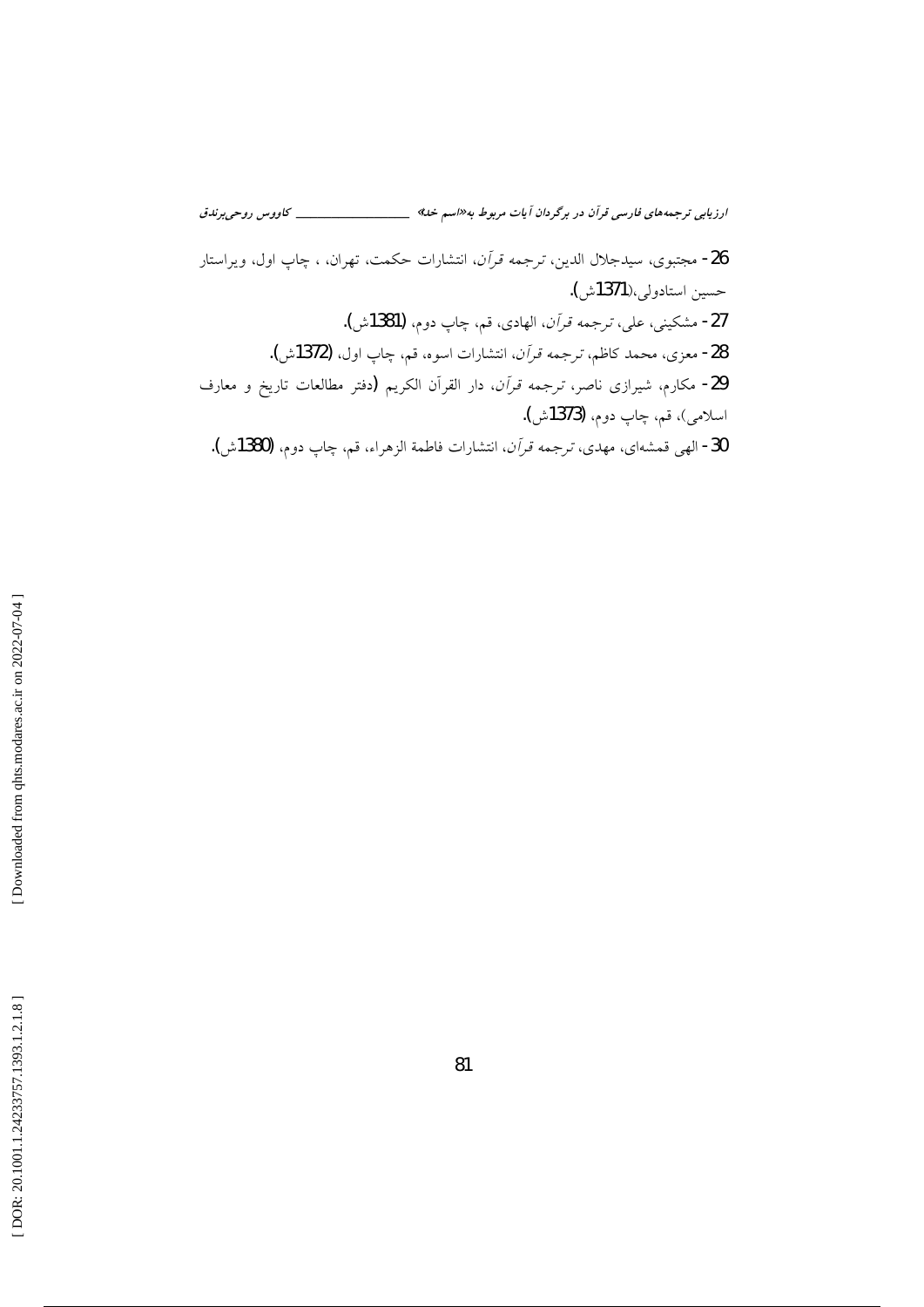26- مجتبوی، سیدجلال الدین، *ترجمه قرآن*، انتشارات حکمت، تهران، ، چاپ اول، ویراستار حسین استادولی،(1371ش).

27- مشکینی، علی، *ترجمه قرآن*، الهادی، قم، چاپ دوم، (1381ش).

28- معزی، محمد کاظم، *ترجمه قرآن*، انتشارات اسوه، قم، چاپ اول، (1372ش).

29- مکارم، شیرازی ناصر، *ترجمه قرآن*، دار القرآن الکریم (دفتر مطالعات تاریخ و معارف اسلامی)، قم، چاپ دوم، (1373ش).

30- الهی قمشه‌ای، مهدی، *ترجمه قرآن*، انتشارات فاطمة الزهراء، قم، چاپ دوم، (1380ش).